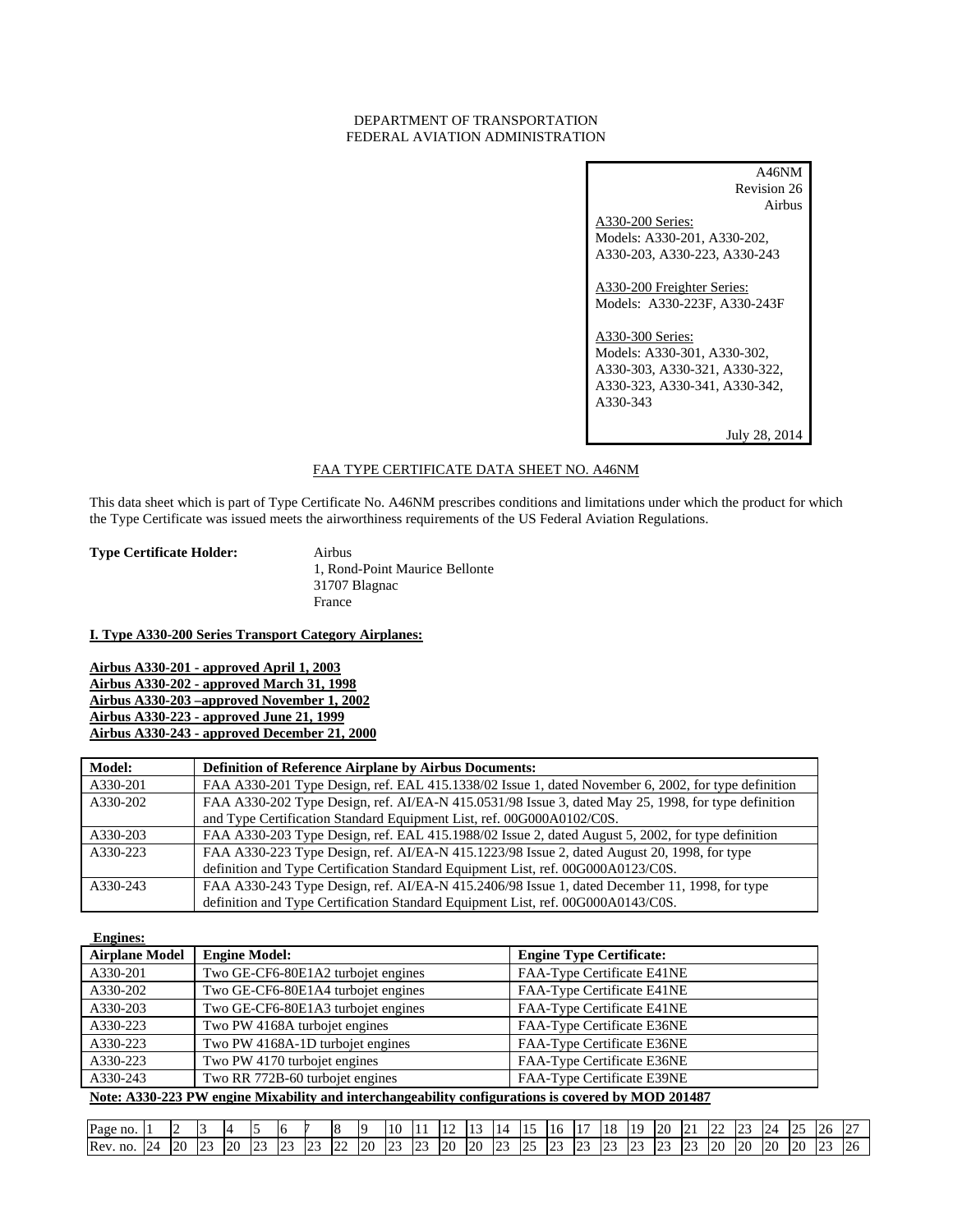DEPARTMENT OF TRANSPORTATION
FEDERAL AVIATION ADMINISTRATION

A46NM
Revision 26
Airbus

A330-200 Series:
Models: A330-201, A330-202, A330-203, A330-223, A330-243

A330-200 Freighter Series:
Models: A330-223F, A330-243F

A330-300 Series:
Models: A330-301, A330-302, A330-303, A330-321, A330-322, A330-323, A330-341, A330-342, A330-343

July 28, 2014

# FAA TYPE CERTIFICATE DATA SHEET NO. A46NM

This data sheet which is part of Type Certificate No. A46NM prescribes conditions and limitations under which the product for which the Type Certificate was issued meets the airworthiness requirements of the US Federal Aviation Regulations.

**Type Certificate Holder:** Airbus
1, Rond-Point Maurice Bellonte
31707 Blagnac
France

## I. Type A330-200 Series Transport Category Airplanes:

**Airbus A330-201 - approved April 1, 2003**
**Airbus A330-202 - approved March 31, 1998**
**Airbus A330-203 –approved November 1, 2002**
**Airbus A330-223 - approved June 21, 1999**
**Airbus A330-243 - approved December 21, 2000**

| Model: | Definition of Reference Airplane by Airbus Documents: |
|---|---|
| A330-201 | FAA A330-201 Type Design, ref. EAL 415.1338/02 Issue 1, dated November 6, 2002, for type definition |
| A330-202 | FAA A330-202 Type Design, ref. AI/EA-N 415.0531/98 Issue 3, dated May 25, 1998, for type definition and Type Certification Standard Equipment List, ref. 00G000A0102/C0S. |
| A330-203 | FAA A330-203 Type Design, ref. EAL 415.1988/02 Issue 2, dated August 5, 2002, for type definition |
| A330-223 | FAA A330-223 Type Design, ref. AI/EA-N 415.1223/98 Issue 2, dated August 20, 1998, for type definition and Type Certification Standard Equipment List, ref. 00G000A0123/C0S. |
| A330-243 | FAA A330-243 Type Design, ref. AI/EA-N 415.2406/98 Issue 1, dated December 11, 1998, for type definition and Type Certification Standard Equipment List, ref. 00G000A0143/C0S. |

**Engines:**

| Airplane Model | Engine Model: | Engine Type Certificate: |
|---|---|---|
| A330-201 | Two GE-CF6-80E1A2 turbojet engines | FAA-Type Certificate E41NE |
| A330-202 | Two GE-CF6-80E1A4 turbojet engines | FAA-Type Certificate E41NE |
| A330-203 | Two GE-CF6-80E1A3 turbojet engines | FAA-Type Certificate E41NE |
| A330-223 | Two PW 4168A turbojet engines | FAA-Type Certificate E36NE |
| A330-223 | Two PW 4168A-1D turbojet engines | FAA-Type Certificate E36NE |
| A330-223 | Two PW 4170 turbojet engines | FAA-Type Certificate E36NE |
| A330-243 | Two RR 772B-60 turbojet engines | FAA-Type Certificate E39NE |

**Note: A330-223 PW engine Mixability and interchangeability configurations is covered by MOD 201487**

| Page no. | 1 | 2 | 3 | 4 | 5 | 6 | 7 | 8 | 9 | 10 | 11 | 12 | 13 | 14 | 15 | 16 | 17 | 18 | 19 | 20 | 21 | 22 | 23 | 24 | 25 | 26 | 27 |
|---|---|---|---|---|---|---|---|---|---|---|---|---|---|---|---|---|---|---|---|---|---|---|---|---|---|---|---|
| Rev. no. | 24 | 20 | 23 | 20 | 23 | 23 | 23 | 22 | 20 | 23 | 23 | 20 | 20 | 23 | 25 | 23 | 23 | 23 | 23 | 23 | 23 | 20 | 20 | 20 | 20 | 23 | 26 |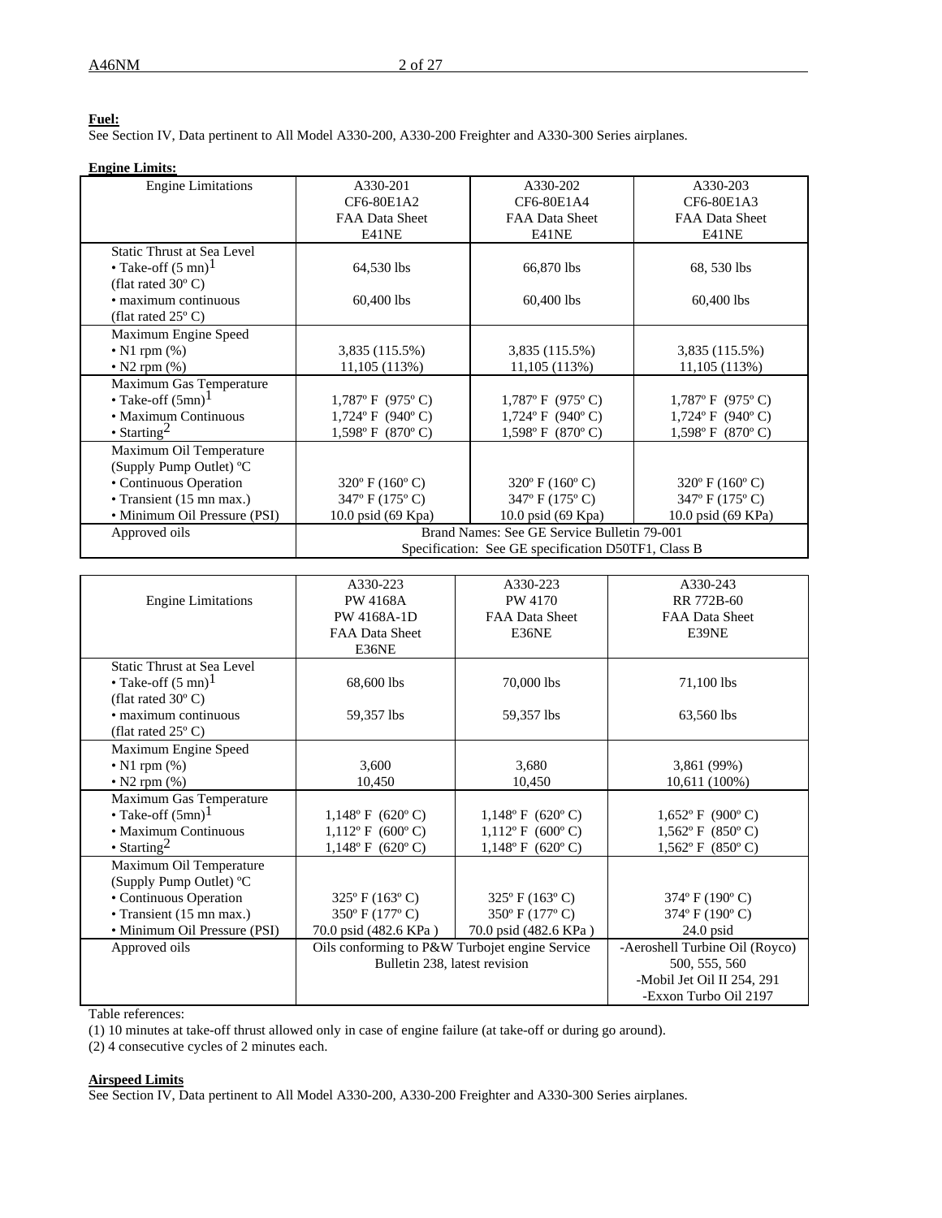**Fuel:**
See Section IV, Data pertinent to All Model A330-200, A330-200 Freighter and A330-300 Series airplanes.

**Engine Limits:**

| Engine Limitations | A330-201<br>CF6-80E1A2<br>FAA Data Sheet<br>E41NE | A330-202<br>CF6-80E1A4<br>FAA Data Sheet<br>E41NE | A330-203<br>CF6-80E1A3<br>FAA Data Sheet<br>E41NE |
|---|---|---|---|
| Static Thrust at Sea Level<br>• Take-off (5 mn)[1]<br>(flat rated 30º C)<br>• maximum continuous<br>(flat rated 25º C) | 64,530 lbs<br><br>60,400 lbs | 66,870 lbs<br><br>60,400 lbs | 68, 530 lbs<br><br>60,400 lbs |
| Maximum Engine Speed<br>• N1 rpm (%)<br>• N2 rpm (%) | 3,835 (115.5%)<br>11,105 (113%) | 3,835 (115.5%)<br>11,105 (113%) | 3,835 (115.5%)<br>11,105 (113%) |
| Maximum Gas Temperature<br>• Take-off (5mn)[1]<br>• Maximum Continuous<br>• Starting[2] | 1,787º F (975º C)<br>1,724º F (940º C)<br>1,598º F (870º C) | 1,787º F (975º C)<br>1,724º F (940º C)<br>1,598º F (870º C) | 1,787º F (975º C)<br>1,724º F (940º C)<br>1,598º F (870º C) |
| Maximum Oil Temperature<br>(Supply Pump Outlet) ºC<br>• Continuous Operation<br>• Transient (15 mn max.)<br>• Minimum Oil Pressure (PSI) | 320º F (160º C)<br>347º F (175º C)<br>10.0 psid (69 Kpa) | 320º F (160º C)<br>347º F (175º C)<br>10.0 psid (69 Kpa) | 320º F (160º C)<br>347º F (175º C)<br>10.0 psid (69 KPa) |
| Approved oils | Brand Names: See GE Service Bulletin 79-001<br>Specification: See GE specification D50TF1, Class B | | |

| Engine Limitations | A330-223<br>PW 4168A<br>PW 4168A-1D<br>FAA Data Sheet<br>E36NE | A330-223<br>PW 4170<br>FAA Data Sheet<br>E36NE | A330-243<br>RR 772B-60<br>FAA Data Sheet<br>E39NE |
|---|---|---|---|
| Static Thrust at Sea Level<br>• Take-off (5 mn)[1]<br>(flat rated 30º C)<br>• maximum continuous<br>(flat rated 25º C) | 68,600 lbs<br><br>59,357 lbs | 70,000 lbs<br><br>59,357 lbs | 71,100 lbs<br><br>63,560 lbs |
| Maximum Engine Speed<br>• N1 rpm (%)<br>• N2 rpm (%) | 3,600<br>10,450 | 3,680<br>10,450 | 3,861 (99%)<br>10,611 (100%) |
| Maximum Gas Temperature<br>• Take-off (5mn)[1]<br>• Maximum Continuous<br>• Starting[2] | 1,148º F (620º C)<br>1,112º F (600º C)<br>1,148º F (620º C) | 1,148º F (620º C)<br>1,112º F (600º C)<br>1,148º F (620º C) | 1,652º F (900º C)<br>1,562º F (850º C)<br>1,562º F (850º C) |
| Maximum Oil Temperature<br>(Supply Pump Outlet) ºC<br>• Continuous Operation<br>• Transient (15 mn max.)<br>• Minimum Oil Pressure (PSI) | 325º F (163º C)<br>350º F (177º C)<br>70.0 psid (482.6 KPa ) | 325º F (163º C)<br>350º F (177º C)<br>70.0 psid (482.6 KPa ) | 374º F (190º C)<br>374º F (190º C)<br>24.0 psid |
| Approved oils | Oils conforming to P&W Turbojet engine Service Bulletin 238, latest revision | | -Aeroshell Turbine Oil (Royco) 500, 555, 560<br>-Mobil Jet Oil II 254, 291<br>-Exxon Turbo Oil 2197 |

Table references:
(1) 10 minutes at take-off thrust allowed only in case of engine failure (at take-off or during go around).
(2) 4 consecutive cycles of 2 minutes each.

**Airspeed Limits**
See Section IV, Data pertinent to All Model A330-200, A330-200 Freighter and A330-300 Series airplanes.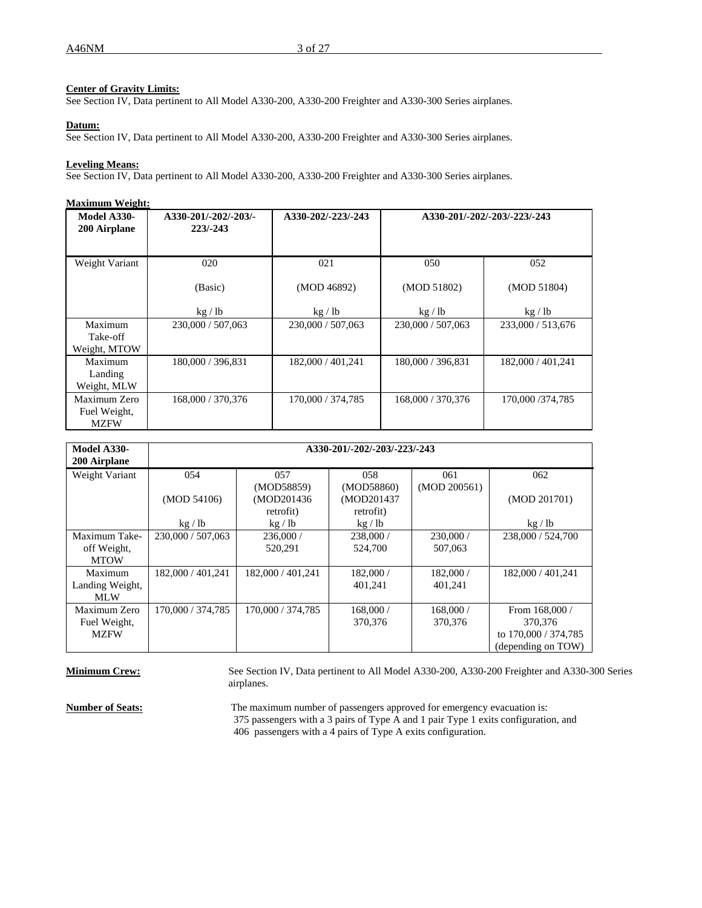**Center of Gravity Limits:**
See Section IV, Data pertinent to All Model A330-200, A330-200 Freighter and A330-300 Series airplanes.

**Datum:**
See Section IV, Data pertinent to All Model A330-200, A330-200 Freighter and A330-300 Series airplanes.

**Leveling Means:**
See Section IV, Data pertinent to All Model A330-200, A330-200 Freighter and A330-300 Series airplanes.

**Maximum Weight:**

| Model A330-200 Airplane | A330-201/-202/-203/-223/-243 | A330-202/-223/-243 | A330-201/-202/-203/-223/-243 | |
|---|---|---|---|---|
| Weight Variant | 020<br>(Basic)<br>kg / lb | 021<br>(MOD 46892)<br>kg / lb | 050<br>(MOD 51802)<br>kg / lb | 052<br>(MOD 51804)<br>kg / lb |
| Maximum Take-off Weight, MTOW | 230,000 / 507,063 | 230,000 / 507,063 | 230,000 / 507,063 | 233,000 / 513,676 |
| Maximum Landing Weight, MLW | 180,000 / 396,831 | 182,000 / 401,241 | 180,000 / 396,831 | 182,000 / 401,241 |
| Maximum Zero Fuel Weight, MZFW | 168,000 / 370,376 | 170,000 / 374,785 | 168,000 / 370,376 | 170,000 /374,785 |

| Model A330-200 Airplane | A330-201/-202/-203/-223/-243 | | | | |
|---|---|---|---|---|---|
| Weight Variant | 054<br>(MOD 54106)<br>kg / lb | 057<br>(MOD58859)<br>(MOD201436 retrofit)<br>kg / lb | 058<br>(MOD58860)<br>(MOD201437 retrofit)<br>kg / lb | 061<br>(MOD 200561) | 062<br>(MOD 201701)<br>kg / lb |
| Maximum Take-off Weight, MTOW | 230,000 / 507,063 | 236,000 / 520,291 | 238,000 / 524,700 | 230,000 / 507,063 | 238,000 / 524,700 |
| Maximum Landing Weight, MLW | 182,000 / 401,241 | 182,000 / 401,241 | 182,000 / 401,241 | 182,000 / 401,241 | 182,000 / 401,241 |
| Maximum Zero Fuel Weight, MZFW | 170,000 / 374,785 | 170,000 / 374,785 | 168,000 / 370,376 | 168,000 / 370,376 | From 168,000 / 370,376 to 170,000 / 374,785 (depending on TOW) |

**Minimum Crew:** See Section IV, Data pertinent to All Model A330-200, A330-200 Freighter and A330-300 Series airplanes.

**Number of Seats:** The maximum number of passengers approved for emergency evacuation is:
375 passengers with a 3 pairs of Type A and 1 pair Type 1 exits configuration, and
406 passengers with a 4 pairs of Type A exits configuration.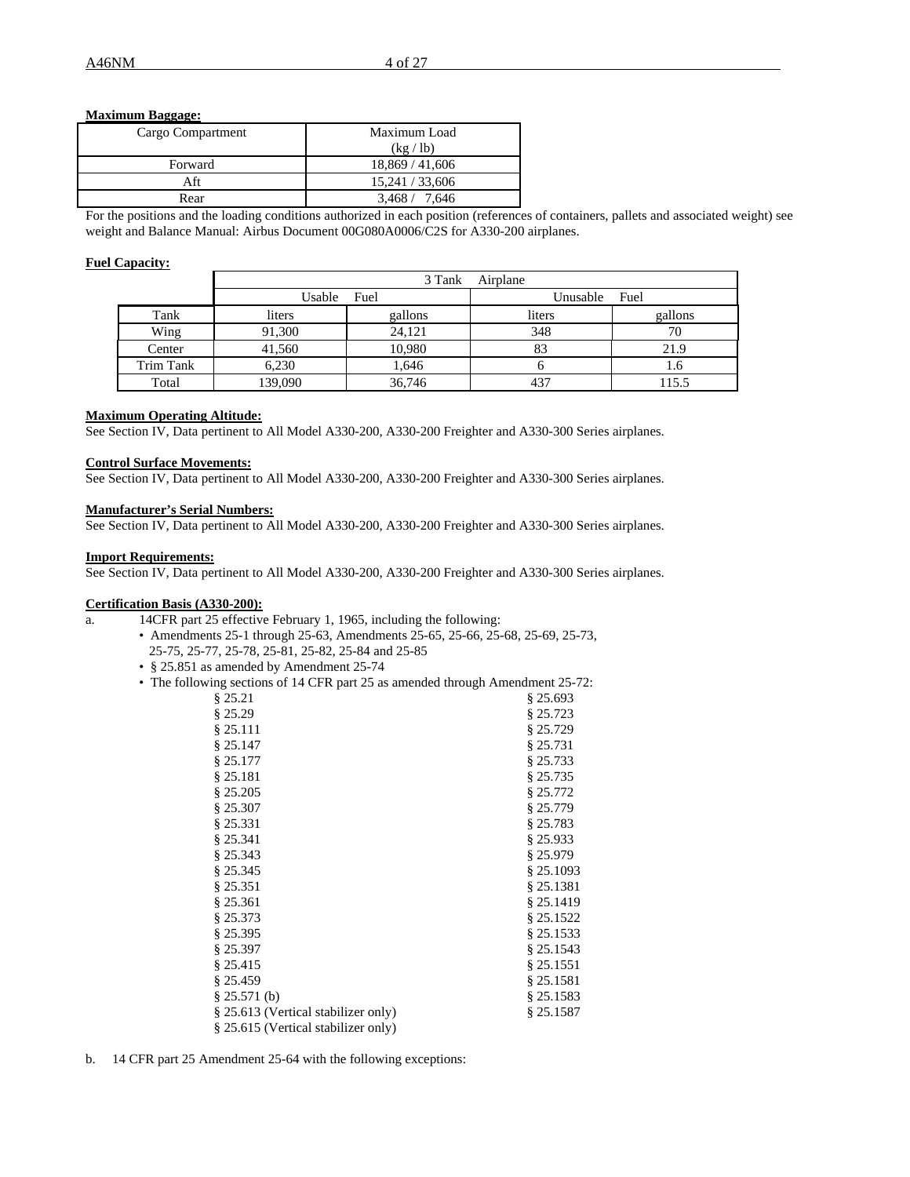**Maximum Baggage:**

| Cargo Compartment | Maximum Load (kg / lb) |
|---|---|
| Forward | 18,869 / 41,606 |
| Aft | 15,241 / 33,606 |
| Rear | 3,468 / 7,646 |

For the positions and the loading conditions authorized in each position (references of containers, pallets and associated weight) see weight and Balance Manual: Airbus Document 00G080A0006/C2S for A330-200 airplanes.

**Fuel Capacity:**

| | 3 Tank Airplane | | | |
|---|---|---|---|---|
| | Usable Fuel | | Unusable Fuel | |
| Tank | liters | gallons | liters | gallons |
| Wing | 91,300 | 24,121 | 348 | 70 |
| Center | 41,560 | 10,980 | 83 | 21.9 |
| Trim Tank | 6,230 | 1,646 | 6 | 1.6 |
| Total | 139,090 | 36,746 | 437 | 115.5 |

**Maximum Operating Altitude:**
See Section IV, Data pertinent to All Model A330-200, A330-200 Freighter and A330-300 Series airplanes.

**Control Surface Movements:**
See Section IV, Data pertinent to All Model A330-200, A330-200 Freighter and A330-300 Series airplanes.

**Manufacturer's Serial Numbers:**
See Section IV, Data pertinent to All Model A330-200, A330-200 Freighter and A330-300 Series airplanes.

**Import Requirements:**
See Section IV, Data pertinent to All Model A330-200, A330-200 Freighter and A330-300 Series airplanes.

**Certification Basis (A330-200):**

a. 14CFR part 25 effective February 1, 1965, including the following:
- Amendments 25-1 through 25-63, Amendments 25-65, 25-66, 25-68, 25-69, 25-73, 25-75, 25-77, 25-78, 25-81, 25-82, 25-84 and 25-85
- § 25.851 as amended by Amendment 25-74
- The following sections of 14 CFR part 25 as amended through Amendment 25-72:

| | |
|---|---|
| § 25.21 | § 25.693 |
| § 25.29 | § 25.723 |
| § 25.111 | § 25.729 |
| § 25.147 | § 25.731 |
| § 25.177 | § 25.733 |
| § 25.181 | § 25.735 |
| § 25.205 | § 25.772 |
| § 25.307 | § 25.779 |
| § 25.331 | § 25.783 |
| § 25.341 | § 25.933 |
| § 25.343 | § 25.979 |
| § 25.345 | § 25.1093 |
| § 25.351 | § 25.1381 |
| § 25.361 | § 25.1419 |
| § 25.373 | § 25.1522 |
| § 25.395 | § 25.1533 |
| § 25.397 | § 25.1543 |
| § 25.415 | § 25.1551 |
| § 25.459 | § 25.1581 |
| § 25.571 (b) | § 25.1583 |
| § 25.613 (Vertical stabilizer only) | § 25.1587 |
| § 25.615 (Vertical stabilizer only) | |

b. 14 CFR part 25 Amendment 25-64 with the following exceptions: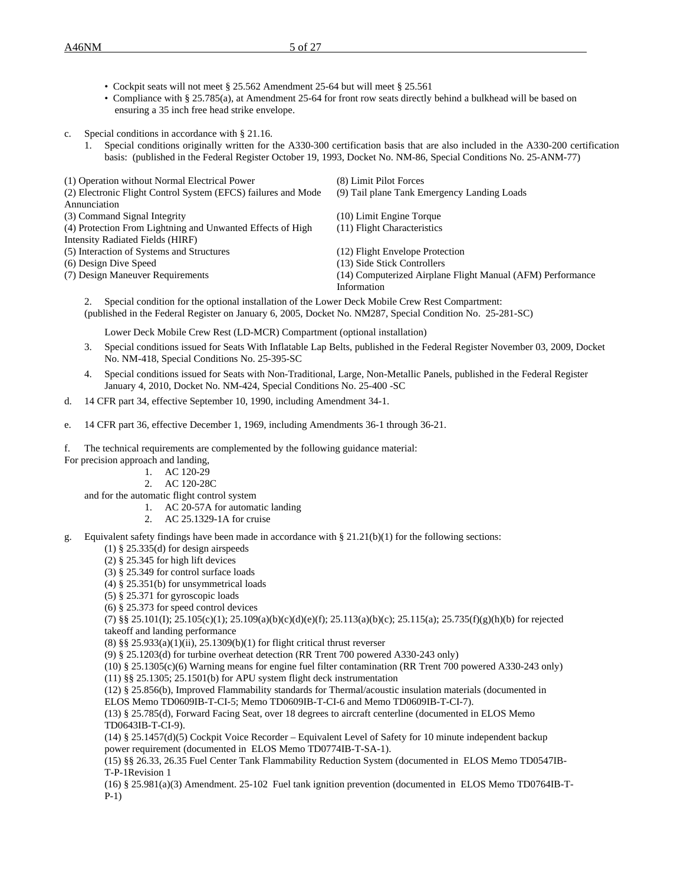- Cockpit seats will not meet § 25.562 Amendment 25-64 but will meet § 25.561
- Compliance with § 25.785(a), at Amendment 25-64 for front row seats directly behind a bulkhead will be based on ensuring a 35 inch free head strike envelope.

c. Special conditions in accordance with § 21.16.

1. Special conditions originally written for the A330-300 certification basis that are also included in the A330-200 certification basis: (published in the Federal Register October 19, 1993, Docket No. NM-86, Special Conditions No. 25-ANM-77)

(1) Operation without Normal Electrical Power
(2) Electronic Flight Control System (EFCS) failures and Mode Annunciation
(3) Command Signal Integrity
(4) Protection From Lightning and Unwanted Effects of High Intensity Radiated Fields (HIRF)
(5) Interaction of Systems and Structures
(6) Design Dive Speed
(7) Design Maneuver Requirements
(8) Limit Pilot Forces
(9) Tail plane Tank Emergency Landing Loads
(10) Limit Engine Torque
(11) Flight Characteristics
(12) Flight Envelope Protection
(13) Side Stick Controllers
(14) Computerized Airplane Flight Manual (AFM) Performance Information

2. Special condition for the optional installation of the Lower Deck Mobile Crew Rest Compartment: (published in the Federal Register on January 6, 2005, Docket No. NM287, Special Condition No. 25-281-SC)

   Lower Deck Mobile Crew Rest (LD-MCR) Compartment (optional installation)

3. Special conditions issued for Seats With Inflatable Lap Belts, published in the Federal Register November 03, 2009, Docket No. NM-418, Special Conditions No. 25-395-SC

4. Special conditions issued for Seats with Non-Traditional, Large, Non-Metallic Panels, published in the Federal Register January 4, 2010, Docket No. NM-424, Special Conditions No. 25-400 -SC

d. 14 CFR part 34, effective September 10, 1990, including Amendment 34-1.

e. 14 CFR part 36, effective December 1, 1969, including Amendments 36-1 through 36-21.

f. The technical requirements are complemented by the following guidance material:

For precision approach and landing,

1. AC 120-29
2. AC 120-28C

and for the automatic flight control system

1. AC 20-57A for automatic landing
2. AC 25.1329-1A for cruise

g. Equivalent safety findings have been made in accordance with § 21.21(b)(1) for the following sections:

(1) § 25.335(d) for design airspeeds
(2) § 25.345 for high lift devices
(3) § 25.349 for control surface loads
(4) § 25.351(b) for unsymmetrical loads
(5) § 25.371 for gyroscopic loads
(6) § 25.373 for speed control devices
(7) §§ 25.101(I); 25.105(c)(1); 25.109(a)(b)(c)(d)(e)(f); 25.113(a)(b)(c); 25.115(a); 25.735(f)(g)(h)(b) for rejected takeoff and landing performance
(8) §§ 25.933(a)(1)(ii), 25.1309(b)(1) for flight critical thrust reverser
(9) § 25.1203(d) for turbine overheat detection (RR Trent 700 powered A330-243 only)
(10) § 25.1305(c)(6) Warning means for engine fuel filter contamination (RR Trent 700 powered A330-243 only)
(11) §§ 25.1305; 25.1501(b) for APU system flight deck instrumentation
(12) § 25.856(b), Improved Flammability standards for Thermal/acoustic insulation materials (documented in ELOS Memo TD0609IB-T-CI-5; Memo TD0609IB-T-CI-6 and Memo TD0609IB-T-CI-7).
(13) § 25.785(d), Forward Facing Seat, over 18 degrees to aircraft centerline (documented in ELOS Memo TD0643IB-T-CI-9).
(14) § 25.1457(d)(5) Cockpit Voice Recorder – Equivalent Level of Safety for 10 minute independent backup power requirement (documented in ELOS Memo TD0774IB-T-SA-1).
(15) §§ 26.33, 26.35 Fuel Center Tank Flammability Reduction System (documented in ELOS Memo TD0547IB-T-P-1Revision 1
(16) § 25.981(a)(3) Amendment. 25-102 Fuel tank ignition prevention (documented in ELOS Memo TD0764IB-T-P-1)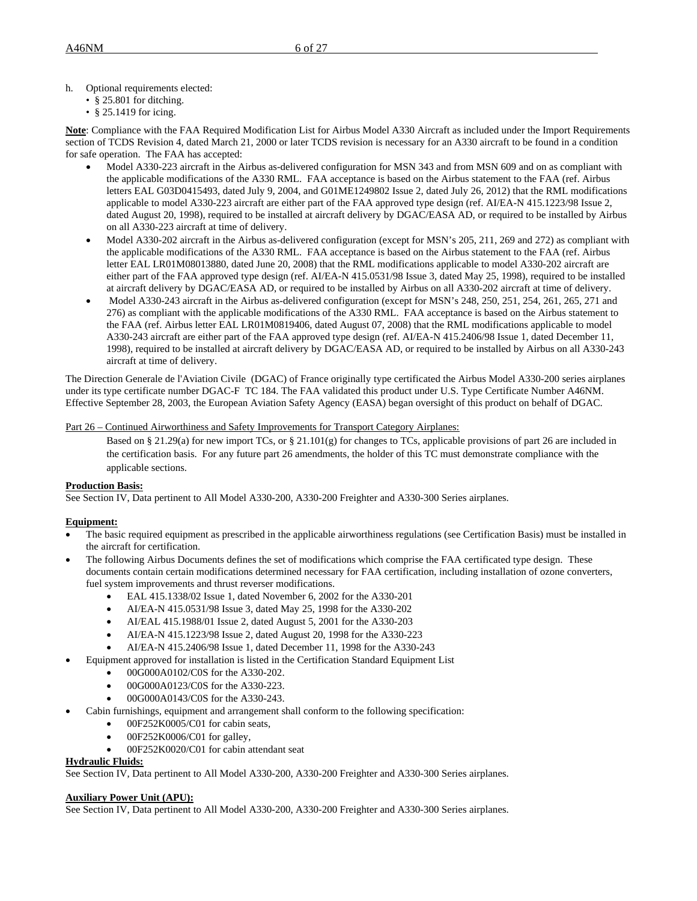h. Optional requirements elected:
   - § 25.801 for ditching.
   - § 25.1419 for icing.

**Note**: Compliance with the FAA Required Modification List for Airbus Model A330 Aircraft as included under the Import Requirements section of TCDS Revision 4, dated March 21, 2000 or later TCDS revision is necessary for an A330 aircraft to be found in a condition for safe operation. The FAA has accepted:

- Model A330-223 aircraft in the Airbus as-delivered configuration for MSN 343 and from MSN 609 and on as compliant with the applicable modifications of the A330 RML. FAA acceptance is based on the Airbus statement to the FAA (ref. Airbus letters EAL G03D0415493, dated July 9, 2004, and G01ME1249802 Issue 2, dated July 26, 2012) that the RML modifications applicable to model A330-223 aircraft are either part of the FAA approved type design (ref. AI/EA-N 415.1223/98 Issue 2, dated August 20, 1998), required to be installed at aircraft delivery by DGAC/EASA AD, or required to be installed by Airbus on all A330-223 aircraft at time of delivery.
- Model A330-202 aircraft in the Airbus as-delivered configuration (except for MSN's 205, 211, 269 and 272) as compliant with the applicable modifications of the A330 RML. FAA acceptance is based on the Airbus statement to the FAA (ref. Airbus letter EAL LR01M08013880, dated June 20, 2008) that the RML modifications applicable to model A330-202 aircraft are either part of the FAA approved type design (ref. AI/EA-N 415.0531/98 Issue 3, dated May 25, 1998), required to be installed at aircraft delivery by DGAC/EASA AD, or required to be installed by Airbus on all A330-202 aircraft at time of delivery.
- Model A330-243 aircraft in the Airbus as-delivered configuration (except for MSN's 248, 250, 251, 254, 261, 265, 271 and 276) as compliant with the applicable modifications of the A330 RML. FAA acceptance is based on the Airbus statement to the FAA (ref. Airbus letter EAL LR01M0819406, dated August 07, 2008) that the RML modifications applicable to model A330-243 aircraft are either part of the FAA approved type design (ref. AI/EA-N 415.2406/98 Issue 1, dated December 11, 1998), required to be installed at aircraft delivery by DGAC/EASA AD, or required to be installed by Airbus on all A330-243 aircraft at time of delivery.

The Direction Generale de l'Aviation Civile (DGAC) of France originally type certificated the Airbus Model A330-200 series airplanes under its type certificate number DGAC-F TC 184. The FAA validated this product under U.S. Type Certificate Number A46NM. Effective September 28, 2003, the European Aviation Safety Agency (EASA) began oversight of this product on behalf of DGAC.

Part 26 – Continued Airworthiness and Safety Improvements for Transport Category Airplanes:

Based on § 21.29(a) for new import TCs, or § 21.101(g) for changes to TCs, applicable provisions of part 26 are included in the certification basis. For any future part 26 amendments, the holder of this TC must demonstrate compliance with the applicable sections.

**Production Basis:**

See Section IV, Data pertinent to All Model A330-200, A330-200 Freighter and A330-300 Series airplanes.

**Equipment:**

- The basic required equipment as prescribed in the applicable airworthiness regulations (see Certification Basis) must be installed in the aircraft for certification.
- The following Airbus Documents defines the set of modifications which comprise the FAA certificated type design. These documents contain certain modifications determined necessary for FAA certification, including installation of ozone converters, fuel system improvements and thrust reverser modifications.
  - EAL 415.1338/02 Issue 1, dated November 6, 2002 for the A330-201
  - AI/EA-N 415.0531/98 Issue 3, dated May 25, 1998 for the A330-202
  - AI/EAL 415.1988/01 Issue 2, dated August 5, 2001 for the A330-203
  - AI/EA-N 415.1223/98 Issue 2, dated August 20, 1998 for the A330-223
  - AI/EA-N 415.2406/98 Issue 1, dated December 11, 1998 for the A330-243
- Equipment approved for installation is listed in the Certification Standard Equipment List
  - 00G000A0102/C0S for the A330-202.
  - 00G000A0123/C0S for the A330-223.
  - 00G000A0143/C0S for the A330-243.
- Cabin furnishings, equipment and arrangement shall conform to the following specification:
  - 00F252K0005/C01 for cabin seats,
  - 00F252K0006/C01 for galley,
  - 00F252K0020/C01 for cabin attendant seat

**Hydraulic Fluids:**

See Section IV, Data pertinent to All Model A330-200, A330-200 Freighter and A330-300 Series airplanes.

**Auxiliary Power Unit (APU):**

See Section IV, Data pertinent to All Model A330-200, A330-200 Freighter and A330-300 Series airplanes.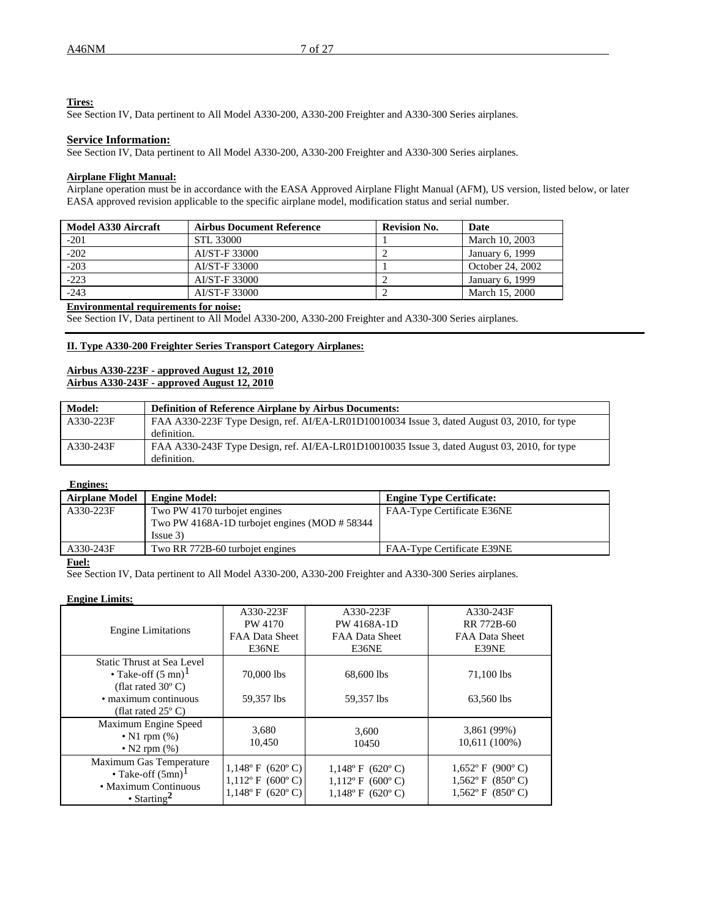**Tires:**
See Section IV, Data pertinent to All Model A330-200, A330-200 Freighter and A330-300 Series airplanes.

**Service Information:**
See Section IV, Data pertinent to All Model A330-200, A330-200 Freighter and A330-300 Series airplanes.

**Airplane Flight Manual:**
Airplane operation must be in accordance with the EASA Approved Airplane Flight Manual (AFM), US version, listed below, or later EASA approved revision applicable to the specific airplane model, modification status and serial number.

| Model A330 Aircraft | Airbus Document Reference | Revision No. | Date |
|---|---|---|---|
| -201 | STL 33000 | 1 | March 10, 2003 |
| -202 | AI/ST-F 33000 | 2 | January 6, 1999 |
| -203 | AI/ST-F 33000 | 1 | October 24, 2002 |
| -223 | AI/ST-F 33000 | 2 | January 6, 1999 |
| -243 | AI/ST-F 33000 | 2 | March 15, 2000 |

**Environmental requirements for noise:**
See Section IV, Data pertinent to All Model A330-200, A330-200 Freighter and A330-300 Series airplanes.

---

## II. Type A330-200 Freighter Series Transport Category Airplanes:

**Airbus A330-223F - approved August 12, 2010**
**Airbus A330-243F - approved August 12, 2010**

| Model: | Definition of Reference Airplane by Airbus Documents: |
|---|---|
| A330-223F | FAA A330-223F Type Design, ref. AI/EA-LR01D10010034 Issue 3, dated August 03, 2010, for type definition. |
| A330-243F | FAA A330-243F Type Design, ref. AI/EA-LR01D10010035 Issue 3, dated August 03, 2010, for type definition. |

**Engines:**

| Airplane Model | Engine Model: | Engine Type Certificate: |
|---|---|---|
| A330-223F | Two PW 4170 turbojet engines<br>Two PW 4168A-1D turbojet engines (MOD # 58344 Issue 3) | FAA-Type Certificate E36NE |
| A330-243F | Two RR 772B-60 turbojet engines | FAA-Type Certificate E39NE |

**Fuel:**
See Section IV, Data pertinent to All Model A330-200, A330-200 Freighter and A330-300 Series airplanes.

**Engine Limits:**

| Engine Limitations | A330-223F<br>PW 4170<br>FAA Data Sheet<br>E36NE | A330-223F<br>PW 4168A-1D<br>FAA Data Sheet<br>E36NE | A330-243F<br>RR 772B-60<br>FAA Data Sheet<br>E39NE |
|---|---|---|---|
| Static Thrust at Sea Level<br>• Take-off (5 mn)[1]<br>(flat rated 30º C)<br>• maximum continuous<br>(flat rated 25º C) | 70,000 lbs<br><br>59,357 lbs | 68,600 lbs<br><br>59,357 lbs | 71,100 lbs<br><br>63,560 lbs |
| Maximum Engine Speed<br>• N1 rpm (%)<br>• N2 rpm (%) | 3,680<br>10,450 | 3,600<br>10450 | 3,861 (99%)<br>10,611 (100%) |
| Maximum Gas Temperature<br>• Take-off (5mn)[1]<br>• Maximum Continuous<br>• Starting[2] | 1,148º F (620º C)<br>1,112º F (600º C)<br>1,148º F (620º C) | 1,148º F (620º C)<br>1,112º F (600º C)<br>1,148º F (620º C) | 1,652º F (900º C)<br>1,562º F (850º C)<br>1,562º F (850º C) |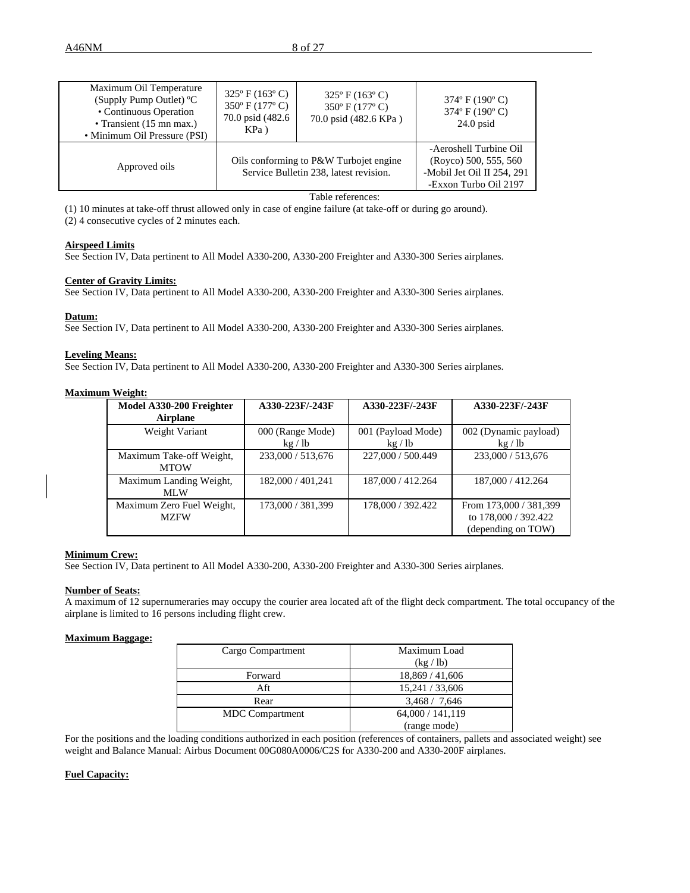| Maximum Oil Temperature (Supply Pump Outlet) ºC<br>• Continuous Operation<br>• Transient (15 mn max.)<br>• Minimum Oil Pressure (PSI) | 325º F (163º C)<br>350º F (177º C)<br>70.0 psid (482.6 KPa ) | 325º F (163º C)<br>350º F (177º C)<br>70.0 psid (482.6 KPa ) | 374º F (190º C)<br>374º F (190º C)<br>24.0 psid |
|---|---|---|---|
| Approved oils | Oils conforming to P&W Turbojet engine Service Bulletin 238, latest revision. | | -Aeroshell Turbine Oil (Royco) 500, 555, 560<br>-Mobil Jet Oil II 254, 291<br>-Exxon Turbo Oil 2197 |

Table references:

(1) 10 minutes at take-off thrust allowed only in case of engine failure (at take-off or during go around).

(2) 4 consecutive cycles of 2 minutes each.

**Airspeed Limits**

See Section IV, Data pertinent to All Model A330-200, A330-200 Freighter and A330-300 Series airplanes.

**Center of Gravity Limits:**

See Section IV, Data pertinent to All Model A330-200, A330-200 Freighter and A330-300 Series airplanes.

**Datum:**

See Section IV, Data pertinent to All Model A330-200, A330-200 Freighter and A330-300 Series airplanes.

**Leveling Means:**

See Section IV, Data pertinent to All Model A330-200, A330-200 Freighter and A330-300 Series airplanes.

**Maximum Weight:**

| Model A330-200 Freighter Airplane | A330-223F/-243F | A330-223F/-243F | A330-223F/-243F |
|---|---|---|---|
| Weight Variant | 000 (Range Mode)<br>kg / lb | 001 (Payload Mode)<br>kg / lb | 002 (Dynamic payload)<br>kg / lb |
| Maximum Take-off Weight, MTOW | 233,000 / 513,676 | 227,000 / 500.449 | 233,000 / 513,676 |
| Maximum Landing Weight, MLW | 182,000 / 401,241 | 187,000 / 412.264 | 187,000 / 412.264 |
| Maximum Zero Fuel Weight, MZFW | 173,000 / 381,399 | 178,000 / 392.422 | From 173,000 / 381,399 to 178,000 / 392.422 (depending on TOW) |

**Minimum Crew:**

See Section IV, Data pertinent to All Model A330-200, A330-200 Freighter and A330-300 Series airplanes.

**Number of Seats:**

A maximum of 12 supernumeraries may occupy the courier area located aft of the flight deck compartment. The total occupancy of the airplane is limited to 16 persons including flight crew.

**Maximum Baggage:**

| Cargo Compartment | Maximum Load (kg / lb) |
|---|---|
| Forward | 18,869 / 41,606 |
| Aft | 15,241 / 33,606 |
| Rear | 3,468 / 7,646 |
| MDC Compartment | 64,000 / 141,119 (range mode) |

For the positions and the loading conditions authorized in each position (references of containers, pallets and associated weight) see weight and Balance Manual: Airbus Document 00G080A0006/C2S for A330-200 and A330-200F airplanes.

**Fuel Capacity:**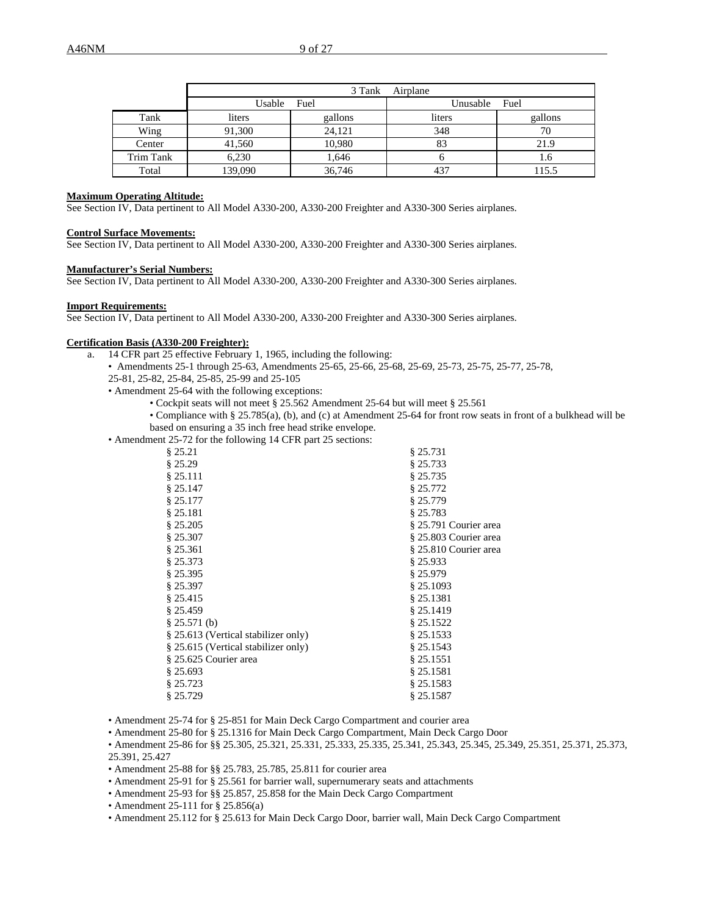| | 3 Tank Airplane | | | |
|---|---|---|---|---|
| | Usable Fuel | | Unusable Fuel | |
| Tank | liters | gallons | liters | gallons |
| Wing | 91,300 | 24,121 | 348 | 70 |
| Center | 41,560 | 10,980 | 83 | 21.9 |
| Trim Tank | 6,230 | 1,646 | 6 | 1.6 |
| Total | 139,090 | 36,746 | 437 | 115.5 |

**Maximum Operating Altitude:**
See Section IV, Data pertinent to All Model A330-200, A330-200 Freighter and A330-300 Series airplanes.

**Control Surface Movements:**
See Section IV, Data pertinent to All Model A330-200, A330-200 Freighter and A330-300 Series airplanes.

**Manufacturer's Serial Numbers:**
See Section IV, Data pertinent to All Model A330-200, A330-200 Freighter and A330-300 Series airplanes.

**Import Requirements:**
See Section IV, Data pertinent to All Model A330-200, A330-200 Freighter and A330-300 Series airplanes.

**Certification Basis (A330-200 Freighter):**

a. 14 CFR part 25 effective February 1, 1965, including the following:
- Amendments 25-1 through 25-63, Amendments 25-65, 25-66, 25-68, 25-69, 25-73, 25-75, 25-77, 25-78, 25-81, 25-82, 25-84, 25-85, 25-99 and 25-105
- Amendment 25-64 with the following exceptions:
    - Cockpit seats will not meet § 25.562 Amendment 25-64 but will meet § 25.561
    - Compliance with § 25.785(a), (b), and (c) at Amendment 25-64 for front row seats in front of a bulkhead will be based on ensuring a 35 inch free head strike envelope.
- Amendment 25-72 for the following 14 CFR part 25 sections:

| | |
|---|---|
| § 25.21 | § 25.731 |
| § 25.29 | § 25.733 |
| § 25.111 | § 25.735 |
| § 25.147 | § 25.772 |
| § 25.177 | § 25.779 |
| § 25.181 | § 25.783 |
| § 25.205 | § 25.791 Courier area |
| § 25.307 | § 25.803 Courier area |
| § 25.361 | § 25.810 Courier area |
| § 25.373 | § 25.933 |
| § 25.395 | § 25.979 |
| § 25.397 | § 25.1093 |
| § 25.415 | § 25.1381 |
| § 25.459 | § 25.1419 |
| § 25.571 (b) | § 25.1522 |
| § 25.613 (Vertical stabilizer only) | § 25.1533 |
| § 25.615 (Vertical stabilizer only) | § 25.1543 |
| § 25.625 Courier area | § 25.1551 |
| § 25.693 | § 25.1581 |
| § 25.723 | § 25.1583 |
| § 25.729 | § 25.1587 |

- Amendment 25-74 for § 25-851 for Main Deck Cargo Compartment and courier area
- Amendment 25-80 for § 25.1316 for Main Deck Cargo Compartment, Main Deck Cargo Door
- Amendment 25-86 for §§ 25.305, 25.321, 25.331, 25.333, 25.335, 25.341, 25.343, 25.345, 25.349, 25.351, 25.371, 25.373, 25.391, 25.427
- Amendment 25-88 for §§ 25.783, 25.785, 25.811 for courier area
- Amendment 25-91 for § 25.561 for barrier wall, supernumerary seats and attachments
- Amendment 25-93 for §§ 25.857, 25.858 for the Main Deck Cargo Compartment
- Amendment 25-111 for § 25.856(a)
- Amendment 25.112 for § 25.613 for Main Deck Cargo Door, barrier wall, Main Deck Cargo Compartment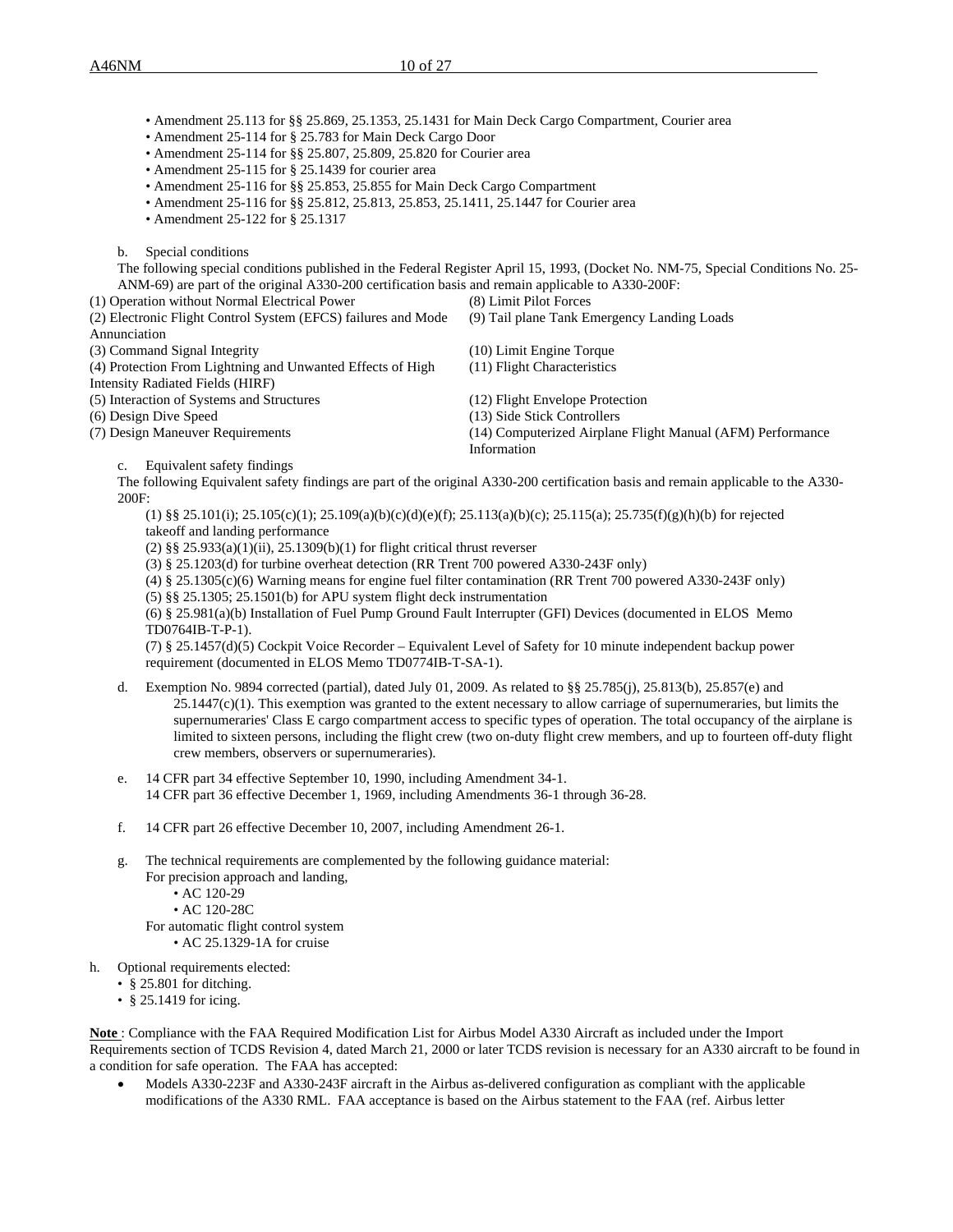- Amendment 25.113 for §§ 25.869, 25.1353, 25.1431 for Main Deck Cargo Compartment, Courier area
- Amendment 25-114 for § 25.783 for Main Deck Cargo Door
- Amendment 25-114 for §§ 25.807, 25.809, 25.820 for Courier area
- Amendment 25-115 for § 25.1439 for courier area
- Amendment 25-116 for §§ 25.853, 25.855 for Main Deck Cargo Compartment
- Amendment 25-116 for §§ 25.812, 25.813, 25.853, 25.1411, 25.1447 for Courier area
- Amendment 25-122 for § 25.1317

b. Special conditions

The following special conditions published in the Federal Register April 15, 1993, (Docket No. NM-75, Special Conditions No. 25-ANM-69) are part of the original A330-200 certification basis and remain applicable to A330-200F:

(1) Operation without Normal Electrical Power
(2) Electronic Flight Control System (EFCS) failures and Mode Annunciation
(3) Command Signal Integrity
(4) Protection From Lightning and Unwanted Effects of High Intensity Radiated Fields (HIRF)
(5) Interaction of Systems and Structures
(6) Design Dive Speed
(7) Design Maneuver Requirements
(8) Limit Pilot Forces
(9) Tail plane Tank Emergency Landing Loads
(10) Limit Engine Torque
(11) Flight Characteristics
(12) Flight Envelope Protection
(13) Side Stick Controllers
(14) Computerized Airplane Flight Manual (AFM) Performance Information

c. Equivalent safety findings

The following Equivalent safety findings are part of the original A330-200 certification basis and remain applicable to the A330-200F:

(1) §§ 25.101(i); 25.105(c)(1); 25.109(a)(b)(c)(d)(e)(f); 25.113(a)(b)(c); 25.115(a); 25.735(f)(g)(h)(b) for rejected takeoff and landing performance
(2) §§ 25.933(a)(1)(ii), 25.1309(b)(1) for flight critical thrust reverser
(3) § 25.1203(d) for turbine overheat detection (RR Trent 700 powered A330-243F only)
(4) § 25.1305(c)(6) Warning means for engine fuel filter contamination (RR Trent 700 powered A330-243F only)
(5) §§ 25.1305; 25.1501(b) for APU system flight deck instrumentation
(6) § 25.981(a)(b) Installation of Fuel Pump Ground Fault Interrupter (GFI) Devices (documented in ELOS Memo TD0764IB-T-P-1).
(7) § 25.1457(d)(5) Cockpit Voice Recorder – Equivalent Level of Safety for 10 minute independent backup power requirement (documented in ELOS Memo TD0774IB-T-SA-1).

d. Exemption No. 9894 corrected (partial), dated July 01, 2009. As related to §§ 25.785(j), 25.813(b), 25.857(e) and 25.1447(c)(1). This exemption was granted to the extent necessary to allow carriage of supernumeraries, but limits the supernumeraries' Class E cargo compartment access to specific types of operation. The total occupancy of the airplane is limited to sixteen persons, including the flight crew (two on-duty flight crew members, and up to fourteen off-duty flight crew members, observers or supernumeraries).

e. 14 CFR part 34 effective September 10, 1990, including Amendment 34-1.
14 CFR part 36 effective December 1, 1969, including Amendments 36-1 through 36-28.

f. 14 CFR part 26 effective December 10, 2007, including Amendment 26-1.

g. The technical requirements are complemented by the following guidance material:
For precision approach and landing,
- AC 120-29
- AC 120-28C

For automatic flight control system
- AC 25.1329-1A for cruise

h. Optional requirements elected:
- § 25.801 for ditching.
- § 25.1419 for icing.

**Note** : Compliance with the FAA Required Modification List for Airbus Model A330 Aircraft as included under the Import Requirements section of TCDS Revision 4, dated March 21, 2000 or later TCDS revision is necessary for an A330 aircraft to be found in a condition for safe operation. The FAA has accepted:

- Models A330-223F and A330-243F aircraft in the Airbus as-delivered configuration as compliant with the applicable modifications of the A330 RML. FAA acceptance is based on the Airbus statement to the FAA (ref. Airbus letter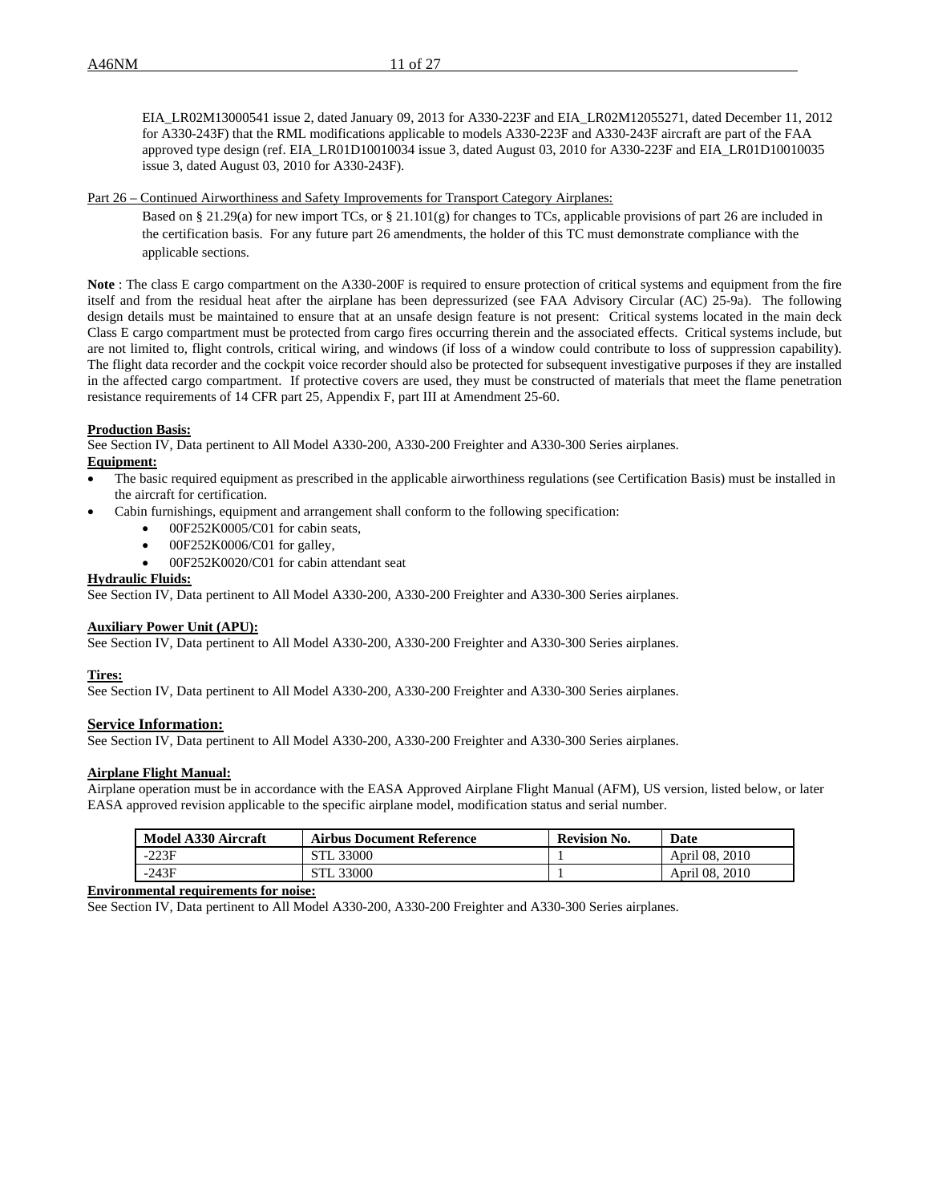EIA_LR02M13000541 issue 2, dated January 09, 2013 for A330-223F and EIA_LR02M12055271, dated December 11, 2012 for A330-243F) that the RML modifications applicable to models A330-223F and A330-243F aircraft are part of the FAA approved type design (ref. EIA_LR01D10010034 issue 3, dated August 03, 2010 for A330-223F and EIA_LR01D10010035 issue 3, dated August 03, 2010 for A330-243F).

Part 26 – Continued Airworthiness and Safety Improvements for Transport Category Airplanes:

Based on § 21.29(a) for new import TCs, or § 21.101(g) for changes to TCs, applicable provisions of part 26 are included in the certification basis. For any future part 26 amendments, the holder of this TC must demonstrate compliance with the applicable sections.

**Note** : The class E cargo compartment on the A330-200F is required to ensure protection of critical systems and equipment from the fire itself and from the residual heat after the airplane has been depressurized (see FAA Advisory Circular (AC) 25-9a). The following design details must be maintained to ensure that at an unsafe design feature is not present: Critical systems located in the main deck Class E cargo compartment must be protected from cargo fires occurring therein and the associated effects. Critical systems include, but are not limited to, flight controls, critical wiring, and windows (if loss of a window could contribute to loss of suppression capability). The flight data recorder and the cockpit voice recorder should also be protected for subsequent investigative purposes if they are installed in the affected cargo compartment. If protective covers are used, they must be constructed of materials that meet the flame penetration resistance requirements of 14 CFR part 25, Appendix F, part III at Amendment 25-60.

**Production Basis:**
See Section IV, Data pertinent to All Model A330-200, A330-200 Freighter and A330-300 Series airplanes.

**Equipment:**

- The basic required equipment as prescribed in the applicable airworthiness regulations (see Certification Basis) must be installed in the aircraft for certification.
- Cabin furnishings, equipment and arrangement shall conform to the following specification:
  - 00F252K0005/C01 for cabin seats,
  - 00F252K0006/C01 for galley,
  - 00F252K0020/C01 for cabin attendant seat

**Hydraulic Fluids:**
See Section IV, Data pertinent to All Model A330-200, A330-200 Freighter and A330-300 Series airplanes.

**Auxiliary Power Unit (APU):**
See Section IV, Data pertinent to All Model A330-200, A330-200 Freighter and A330-300 Series airplanes.

**Tires:**
See Section IV, Data pertinent to All Model A330-200, A330-200 Freighter and A330-300 Series airplanes.

**Service Information:**
See Section IV, Data pertinent to All Model A330-200, A330-200 Freighter and A330-300 Series airplanes.

**Airplane Flight Manual:**
Airplane operation must be in accordance with the EASA Approved Airplane Flight Manual (AFM), US version, listed below, or later EASA approved revision applicable to the specific airplane model, modification status and serial number.

| Model A330 Aircraft | Airbus Document Reference | Revision No. | Date |
|---|---|---|---|
| -223F | STL 33000 | 1 | April 08, 2010 |
| -243F | STL 33000 | 1 | April 08, 2010 |

**Environmental requirements for noise:**
See Section IV, Data pertinent to All Model A330-200, A330-200 Freighter and A330-300 Series airplanes.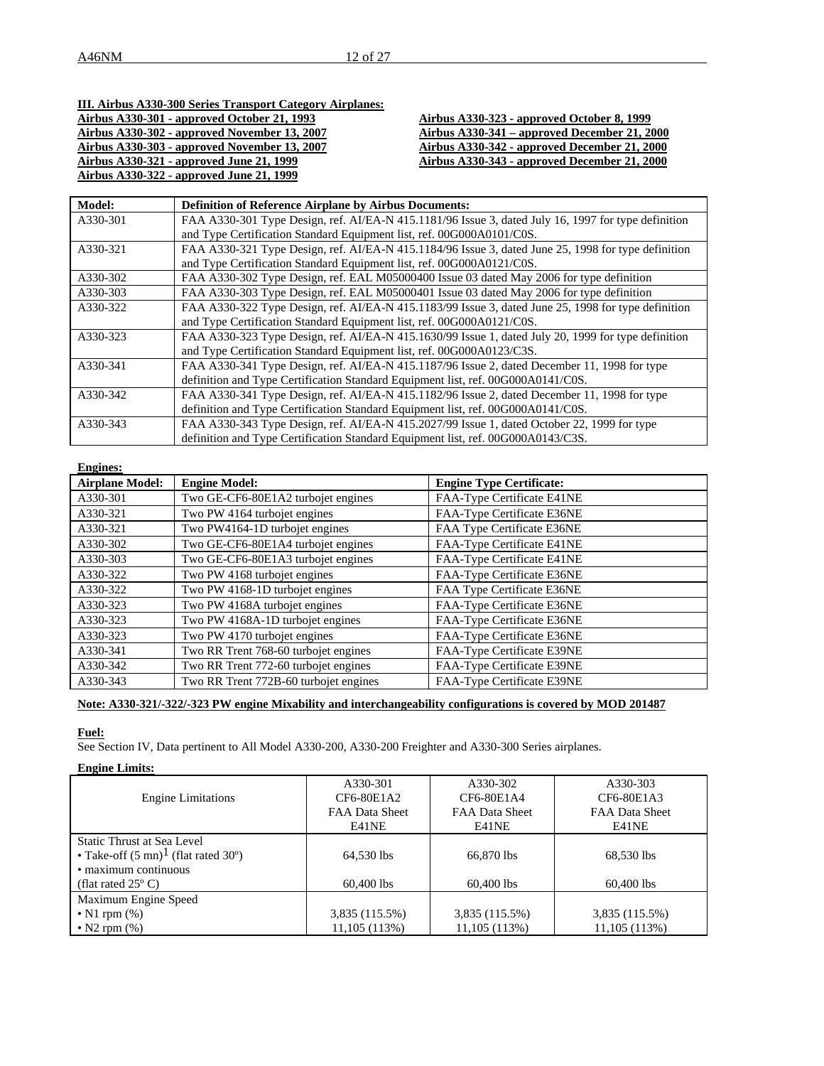**III. Airbus A330-300 Series Transport Category Airplanes:**

**Airbus A330-301 - approved October 21, 1993**
**Airbus A330-302 - approved November 13, 2007**
**Airbus A330-303 - approved November 13, 2007**
**Airbus A330-321 - approved June 21, 1999**
**Airbus A330-322 - approved June 21, 1999**
**Airbus A330-323 - approved October 8, 1999**
**Airbus A330-341 – approved December 21, 2000**
**Airbus A330-342 - approved December 21, 2000**
**Airbus A330-343 - approved December 21, 2000**

| Model: | Definition of Reference Airplane by Airbus Documents: |
|---|---|
| A330-301 | FAA A330-301 Type Design, ref. AI/EA-N 415.1181/96 Issue 3, dated July 16, 1997 for type definition and Type Certification Standard Equipment list, ref. 00G000A0101/C0S. |
| A330-321 | FAA A330-321 Type Design, ref. AI/EA-N 415.1184/96 Issue 3, dated June 25, 1998 for type definition and Type Certification Standard Equipment list, ref. 00G000A0121/C0S. |
| A330-302 | FAA A330-302 Type Design, ref. EAL M05000400 Issue 03 dated May 2006 for type definition |
| A330-303 | FAA A330-303 Type Design, ref. EAL M05000401 Issue 03 dated May 2006 for type definition |
| A330-322 | FAA A330-322 Type Design, ref. AI/EA-N 415.1183/99 Issue 3, dated June 25, 1998 for type definition and Type Certification Standard Equipment list, ref. 00G000A0121/C0S. |
| A330-323 | FAA A330-323 Type Design, ref. AI/EA-N 415.1630/99 Issue 1, dated July 20, 1999 for type definition and Type Certification Standard Equipment list, ref. 00G000A0123/C3S. |
| A330-341 | FAA A330-341 Type Design, ref. AI/EA-N 415.1187/96 Issue 2, dated December 11, 1998 for type definition and Type Certification Standard Equipment list, ref. 00G000A0141/C0S. |
| A330-342 | FAA A330-341 Type Design, ref. AI/EA-N 415.1182/96 Issue 2, dated December 11, 1998 for type definition and Type Certification Standard Equipment list, ref. 00G000A0141/C0S. |
| A330-343 | FAA A330-343 Type Design, ref. AI/EA-N 415.2027/99 Issue 1, dated October 22, 1999 for type definition and Type Certification Standard Equipment list, ref. 00G000A0143/C3S. |

**Engines:**

| Airplane Model: | Engine Model: | Engine Type Certificate: |
|---|---|---|
| A330-301 | Two GE-CF6-80E1A2 turbojet engines | FAA-Type Certificate E41NE |
| A330-321 | Two PW 4164 turbojet engines | FAA-Type Certificate E36NE |
| A330-321 | Two PW4164-1D turbojet engines | FAA Type Certificate E36NE |
| A330-302 | Two GE-CF6-80E1A4 turbojet engines | FAA-Type Certificate E41NE |
| A330-303 | Two GE-CF6-80E1A3 turbojet engines | FAA-Type Certificate E41NE |
| A330-322 | Two PW 4168 turbojet engines | FAA-Type Certificate E36NE |
| A330-322 | Two PW 4168-1D turbojet engines | FAA Type Certificate E36NE |
| A330-323 | Two PW 4168A turbojet engines | FAA-Type Certificate E36NE |
| A330-323 | Two PW 4168A-1D turbojet engines | FAA-Type Certificate E36NE |
| A330-323 | Two PW 4170 turbojet engines | FAA-Type Certificate E36NE |
| A330-341 | Two RR Trent 768-60 turbojet engines | FAA-Type Certificate E39NE |
| A330-342 | Two RR Trent 772-60 turbojet engines | FAA-Type Certificate E39NE |
| A330-343 | Two RR Trent 772B-60 turbojet engines | FAA-Type Certificate E39NE |

**Note: A330-321/-322/-323 PW engine Mixability and interchangeability configurations is covered by MOD 201487**

**Fuel:**

See Section IV, Data pertinent to All Model A330-200, A330-200 Freighter and A330-300 Series airplanes.

**Engine Limits:**

| Engine Limitations | A330-301 CF6-80E1A2 FAA Data Sheet E41NE | A330-302 CF6-80E1A4 FAA Data Sheet E41NE | A330-303 CF6-80E1A3 FAA Data Sheet E41NE |
|---|---|---|---|
| Static Thrust at Sea Level<br>• Take-off (5 mn)[1] (flat rated 30º)<br>• maximum continuous (flat rated 25º C) | 64,530 lbs<br>60,400 lbs | 66,870 lbs<br>60,400 lbs | 68,530 lbs<br>60,400 lbs |
| Maximum Engine Speed<br>• N1 rpm (%)<br>• N2 rpm (%) | 3,835 (115.5%)<br>11,105 (113%) | 3,835 (115.5%)<br>11,105 (113%) | 3,835 (115.5%)<br>11,105 (113%) |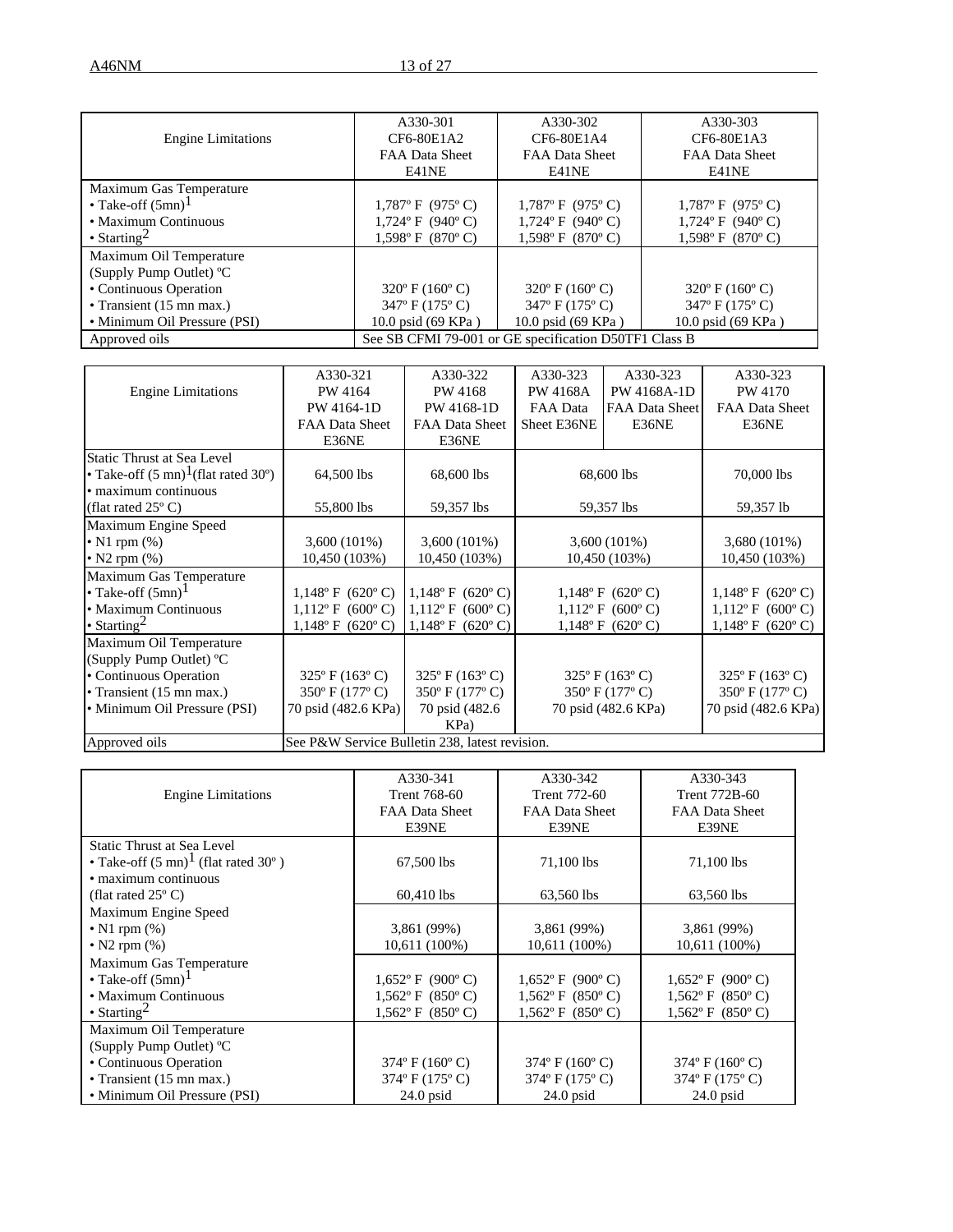| Engine Limitations | A330-301<br>CF6-80E1A2<br>FAA Data Sheet<br>E41NE | A330-302<br>CF6-80E1A4<br>FAA Data Sheet<br>E41NE | A330-303<br>CF6-80E1A3<br>FAA Data Sheet<br>E41NE |
|---|---|---|---|
| Maximum Gas Temperature<br>• Take-off (5mn)[1]<br>• Maximum Continuous<br>• Starting[2] | <br>1,787º F (975º C)<br>1,724º F (940º C)<br>1,598º F (870º C) | <br>1,787º F (975º C)<br>1,724º F (940º C)<br>1,598º F (870º C) | <br>1,787º F (975º C)<br>1,724º F (940º C)<br>1,598º F (870º C) |
| Maximum Oil Temperature<br>(Supply Pump Outlet) ºC<br>• Continuous Operation<br>• Transient (15 mn max.)<br>• Minimum Oil Pressure (PSI) | <br><br>320º F (160º C)<br>347º F (175º C)<br>10.0 psid (69 KPa ) | <br><br>320º F (160º C)<br>347º F (175º C)<br>10.0 psid (69 KPa ) | <br><br>320º F (160º C)<br>347º F (175º C)<br>10.0 psid (69 KPa ) |
| Approved oils | See SB CFMI 79-001 or GE specification D50TF1 Class B | | |

| Engine Limitations | A330-321<br>PW 4164<br>PW 4164-1D<br>FAA Data Sheet<br>E36NE | A330-322<br>PW 4168<br>PW 4168-1D<br>FAA Data Sheet<br>E36NE | A330-323<br>PW 4168A<br>FAA Data<br>Sheet E36NE | A330-323<br>PW 4168A-1D<br>FAA Data Sheet<br>E36NE | A330-323<br>PW 4170<br>FAA Data Sheet<br>E36NE |
|---|---|---|---|---|---|
| Static Thrust at Sea Level<br>• Take-off (5 mn)[1](flat rated 30º)<br>• maximum continuous<br>(flat rated 25º C) | <br>64,500 lbs<br><br>55,800 lbs | <br>68,600 lbs<br><br>59,357 lbs | <br>68,600 lbs<br><br>59,357 lbs | | <br>70,000 lbs<br><br>59,357 lb |
| Maximum Engine Speed<br>• N1 rpm (%)<br>• N2 rpm (%) | <br>3,600 (101%)<br>10,450 (103%) | <br>3,600 (101%)<br>10,450 (103%) | <br>3,600 (101%)<br>10,450 (103%) | | <br>3,680 (101%)<br>10,450 (103%) |
| Maximum Gas Temperature<br>• Take-off (5mn)[1]<br>• Maximum Continuous<br>• Starting[2] | <br>1,148º F (620º C)<br>1,112º F (600º C)<br>1,148º F (620º C) | <br>1,148º F (620º C)<br>1,112º F (600º C)<br>1,148º F (620º C) | <br>1,148º F (620º C)<br>1,112º F (600º C)<br>1,148º F (620º C) | | <br>1,148º F (620º C)<br>1,112º F (600º C)<br>1,148º F (620º C) |
| Maximum Oil Temperature<br>(Supply Pump Outlet) ºC<br>• Continuous Operation<br>• Transient (15 mn max.)<br>• Minimum Oil Pressure (PSI) | <br><br>325º F (163º C)<br>350º F (177º C)<br>70 psid (482.6 KPa) | <br><br>325º F (163º C)<br>350º F (177º C)<br>70 psid (482.6 KPa) | <br><br>325º F (163º C)<br>350º F (177º C)<br>70 psid (482.6 KPa) | | <br><br>325º F (163º C)<br>350º F (177º C)<br>70 psid (482.6 KPa) |
| Approved oils | See P&W Service Bulletin 238, latest revision. | | | | |

| Engine Limitations | A330-341<br>Trent 768-60<br>FAA Data Sheet<br>E39NE | A330-342<br>Trent 772-60<br>FAA Data Sheet<br>E39NE | A330-343<br>Trent 772B-60<br>FAA Data Sheet<br>E39NE |
|---|---|---|---|
| Static Thrust at Sea Level<br>• Take-off (5 mn)[1] (flat rated 30º )<br>• maximum continuous<br>(flat rated 25º C) | <br>67,500 lbs<br><br>60,410 lbs | <br>71,100 lbs<br><br>63,560 lbs | <br>71,100 lbs<br><br>63,560 lbs |
| Maximum Engine Speed<br>• N1 rpm (%)<br>• N2 rpm (%) | <br>3,861 (99%)<br>10,611 (100%) | <br>3,861 (99%)<br>10,611 (100%) | <br>3,861 (99%)<br>10,611 (100%) |
| Maximum Gas Temperature<br>• Take-off (5mn)[1]<br>• Maximum Continuous<br>• Starting[2] | <br>1,652º F (900º C)<br>1,562º F (850º C)<br>1,562º F (850º C) | <br>1,652º F (900º C)<br>1,562º F (850º C)<br>1,562º F (850º C) | <br>1,652º F (900º C)<br>1,562º F (850º C)<br>1,562º F (850º C) |
| Maximum Oil Temperature<br>(Supply Pump Outlet) ºC<br>• Continuous Operation<br>• Transient (15 mn max.)<br>• Minimum Oil Pressure (PSI) | <br><br>374º F (160º C)<br>374º F (175º C)<br>24.0 psid | <br><br>374º F (160º C)<br>374º F (175º C)<br>24.0 psid | <br><br>374º F (160º C)<br>374º F (175º C)<br>24.0 psid |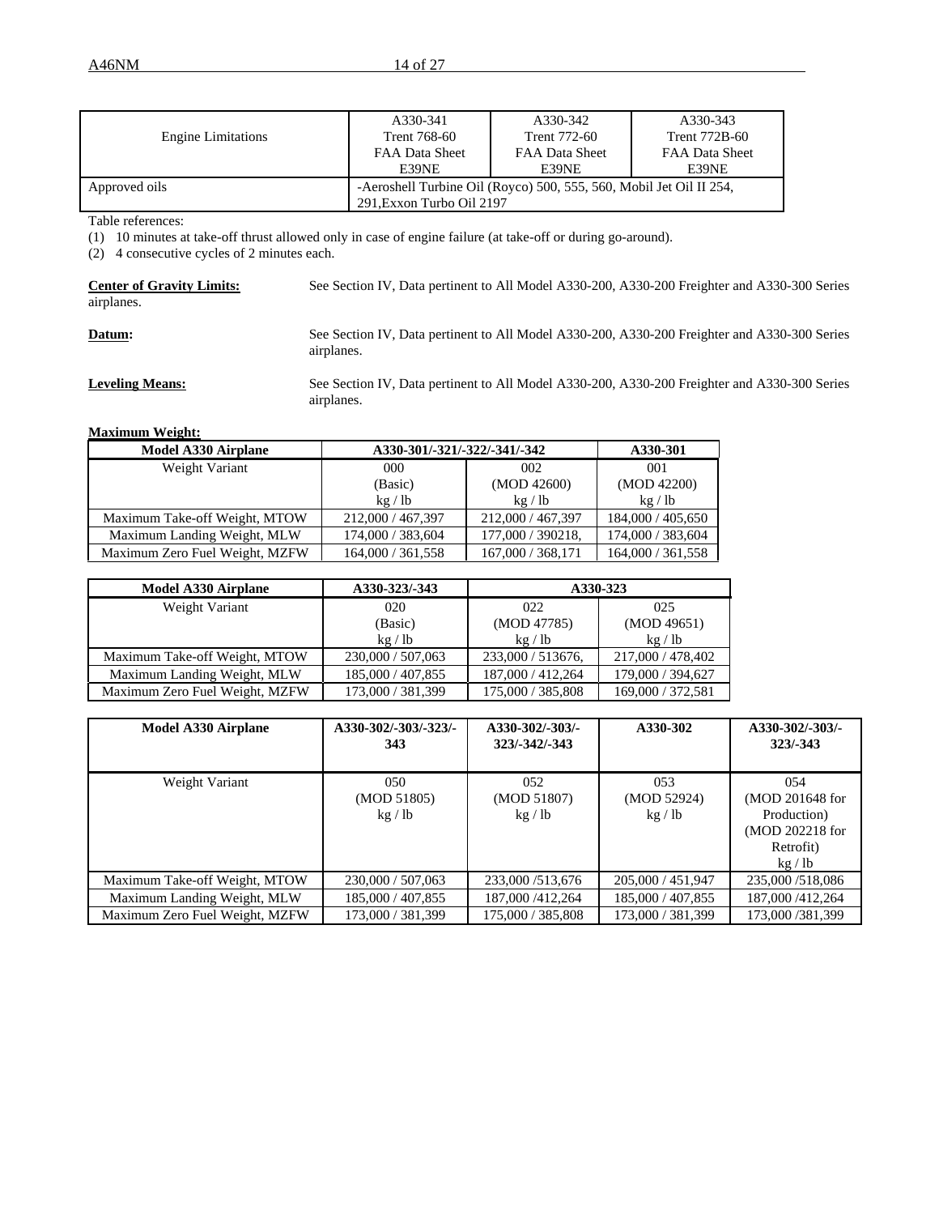| Engine Limitations | A330-341<br>Trent 768-60<br>FAA Data Sheet<br>E39NE | A330-342<br>Trent 772-60<br>FAA Data Sheet<br>E39NE | A330-343<br>Trent 772B-60<br>FAA Data Sheet<br>E39NE |
|---|---|---|---|
| Approved oils | -Aeroshell Turbine Oil (Royco) 500, 555, 560, Mobil Jet Oil II 254, 291,Exxon Turbo Oil 2197 | | |

Table references:

(1) 10 minutes at take-off thrust allowed only in case of engine failure (at take-off or during go-around).

(2) 4 consecutive cycles of 2 minutes each.

**Center of Gravity Limits:** See Section IV, Data pertinent to All Model A330-200, A330-200 Freighter and A330-300 Series airplanes.

**Datum:** See Section IV, Data pertinent to All Model A330-200, A330-200 Freighter and A330-300 Series airplanes.

**Leveling Means:** See Section IV, Data pertinent to All Model A330-200, A330-200 Freighter and A330-300 Series airplanes.

**Maximum Weight:**

| Model A330 Airplane | A330-301/-321/-322/-341/-342 | | A330-301 |
|---|---|---|---|
| Weight Variant | 000<br>(Basic)<br>kg / lb | 002<br>(MOD 42600)<br>kg / lb | 001<br>(MOD 42200)<br>kg / lb |
| Maximum Take-off Weight, MTOW | 212,000 / 467,397 | 212,000 / 467,397 | 184,000 / 405,650 |
| Maximum Landing Weight, MLW | 174,000 / 383,604 | 177,000 / 390218, | 174,000 / 383,604 |
| Maximum Zero Fuel Weight, MZFW | 164,000 / 361,558 | 167,000 / 368,171 | 164,000 / 361,558 |

| Model A330 Airplane | A330-323/-343 | A330-323 | |
|---|---|---|---|
| Weight Variant | 020<br>(Basic)<br>kg / lb | 022<br>(MOD 47785)<br>kg / lb | 025<br>(MOD 49651)<br>kg / lb |
| Maximum Take-off Weight, MTOW | 230,000 / 507,063 | 233,000 / 513676, | 217,000 / 478,402 |
| Maximum Landing Weight, MLW | 185,000 / 407,855 | 187,000 / 412,264 | 179,000 / 394,627 |
| Maximum Zero Fuel Weight, MZFW | 173,000 / 381,399 | 175,000 / 385,808 | 169,000 / 372,581 |

| Model A330 Airplane | A330-302/-303/-323/-343 | A330-302/-303/-323/-342/-343 | A330-302 | A330-302/-303/-323/-343 |
|---|---|---|---|---|
| Weight Variant | 050<br>(MOD 51805)<br>kg / lb | 052<br>(MOD 51807)<br>kg / lb | 053<br>(MOD 52924)<br>kg / lb | 054<br>(MOD 201648 for Production)<br>(MOD 202218 for Retrofit)<br>kg / lb |
| Maximum Take-off Weight, MTOW | 230,000 / 507,063 | 233,000 /513,676 | 205,000 / 451,947 | 235,000 /518,086 |
| Maximum Landing Weight, MLW | 185,000 / 407,855 | 187,000 /412,264 | 185,000 / 407,855 | 187,000 /412,264 |
| Maximum Zero Fuel Weight, MZFW | 173,000 / 381,399 | 175,000 / 385,808 | 173,000 / 381,399 | 173,000 /381,399 |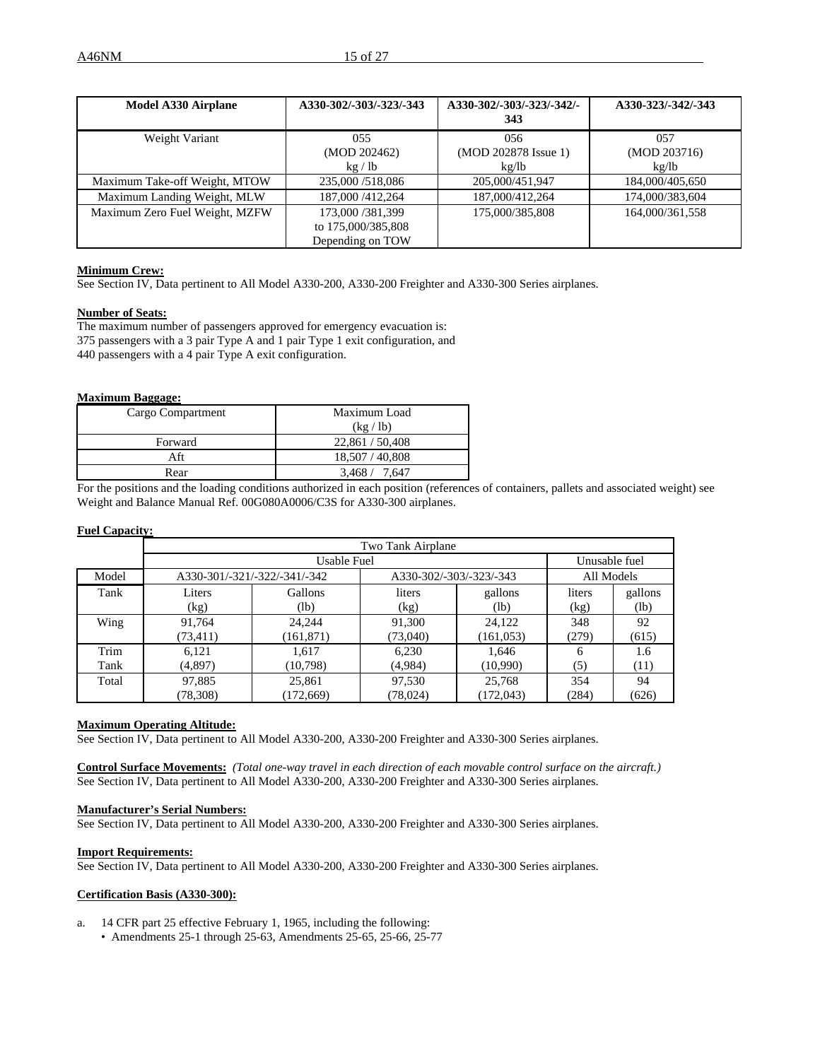| Model A330 Airplane | A330-302/-303/-323/-343 | A330-302/-303/-323/-342/-343 | A330-323/-342/-343 |
|---|---|---|---|
| Weight Variant | 055<br>(MOD 202462)<br>kg / lb | 056<br>(MOD 202878 Issue 1)<br>kg/lb | 057<br>(MOD 203716)<br>kg/lb |
| Maximum Take-off Weight, MTOW | 235,000 /518,086 | 205,000/451,947 | 184,000/405,650 |
| Maximum Landing Weight, MLW | 187,000 /412,264 | 187,000/412,264 | 174,000/383,604 |
| Maximum Zero Fuel Weight, MZFW | 173,000 /381,399<br>to 175,000/385,808<br>Depending on TOW | 175,000/385,808 | 164,000/361,558 |

**Minimum Crew:**
See Section IV, Data pertinent to All Model A330-200, A330-200 Freighter and A330-300 Series airplanes.

**Number of Seats:**
The maximum number of passengers approved for emergency evacuation is:
375 passengers with a 3 pair Type A and 1 pair Type 1 exit configuration, and
440 passengers with a 4 pair Type A exit configuration.

**Maximum Baggage:**

| Cargo Compartment | Maximum Load<br>(kg / lb) |
|---|---|
| Forward | 22,861 / 50,408 |
| Aft | 18,507 / 40,808 |
| Rear | 3,468 / 7,647 |

For the positions and the loading conditions authorized in each position (references of containers, pallets and associated weight) see Weight and Balance Manual Ref. 00G080A0006/C3S for A330-300 airplanes.

**Fuel Capacity:**

| | Two Tank Airplane | | | | | |
|---|---|---|---|---|---|---|
| | Usable Fuel | | | | Unusable fuel | |
| Model | A330-301/-321/-322/-341/-342 | | A330-302/-303/-323/-343 | | All Models | |
| Tank | Liters<br>(kg) | Gallons<br>(lb) | liters<br>(kg) | gallons<br>(lb) | liters<br>(kg) | gallons<br>(lb) |
| Wing | 91,764<br>(73,411) | 24,244<br>(161,871) | 91,300<br>(73,040) | 24,122<br>(161,053) | 348<br>(279) | 92<br>(615) |
| Trim Tank | 6,121<br>(4,897) | 1,617<br>(10,798) | 6,230<br>(4,984) | 1,646<br>(10,990) | 6<br>(5) | 1.6<br>(11) |
| Total | 97,885<br>(78,308) | 25,861<br>(172,669) | 97,530<br>(78,024) | 25,768<br>(172,043) | 354<br>(284) | 94<br>(626) |

**Maximum Operating Altitude:**
See Section IV, Data pertinent to All Model A330-200, A330-200 Freighter and A330-300 Series airplanes.

**Control Surface Movements:** *(Total one-way travel in each direction of each movable control surface on the aircraft.)*
See Section IV, Data pertinent to All Model A330-200, A330-200 Freighter and A330-300 Series airplanes.

**Manufacturer's Serial Numbers:**
See Section IV, Data pertinent to All Model A330-200, A330-200 Freighter and A330-300 Series airplanes.

**Import Requirements:**
See Section IV, Data pertinent to All Model A330-200, A330-200 Freighter and A330-300 Series airplanes.

**Certification Basis (A330-300):**

a. 14 CFR part 25 effective February 1, 1965, including the following:
   - Amendments 25-1 through 25-63, Amendments 25-65, 25-66, 25-77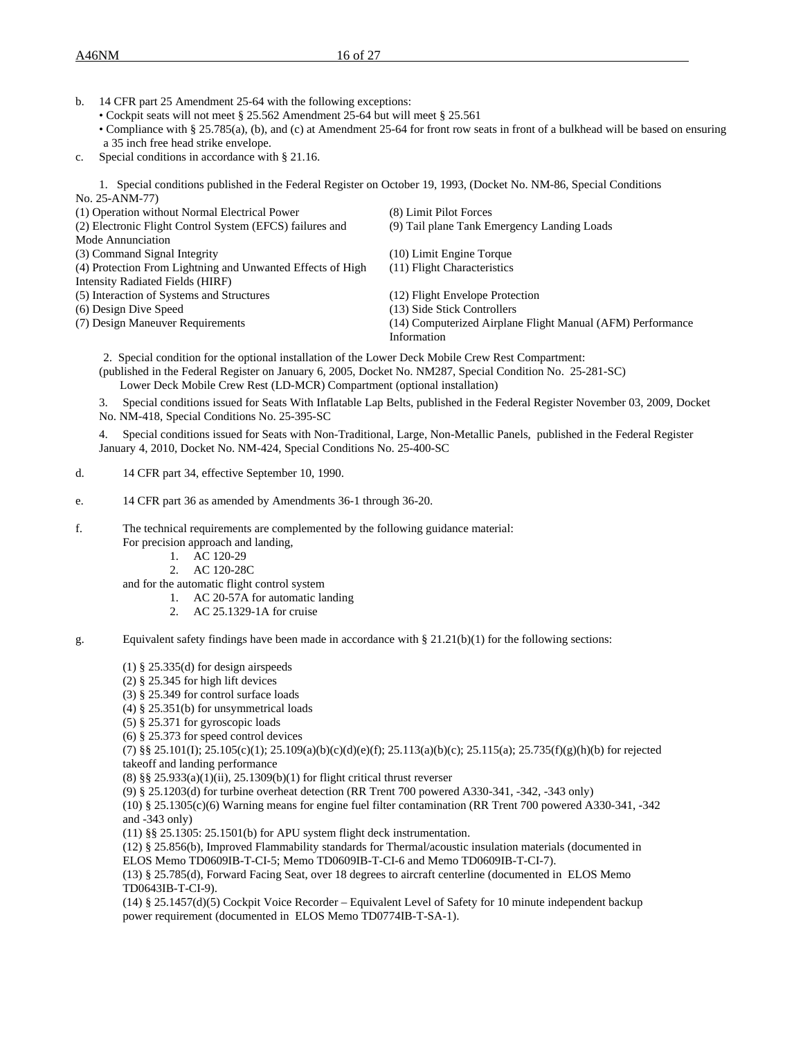b. 14 CFR part 25 Amendment 25-64 with the following exceptions:
  - Cockpit seats will not meet § 25.562 Amendment 25-64 but will meet § 25.561
  - Compliance with § 25.785(a), (b), and (c) at Amendment 25-64 for front row seats in front of a bulkhead will be based on ensuring a 35 inch free head strike envelope.

c. Special conditions in accordance with § 21.16.

  1. Special conditions published in the Federal Register on October 19, 1993, (Docket No. NM-86, Special Conditions No. 25-ANM-77)

  (1) Operation without Normal Electrical Power
  (2) Electronic Flight Control System (EFCS) failures and Mode Annunciation
  (3) Command Signal Integrity
  (4) Protection From Lightning and Unwanted Effects of High Intensity Radiated Fields (HIRF)
  (5) Interaction of Systems and Structures
  (6) Design Dive Speed
  (7) Design Maneuver Requirements
  (8) Limit Pilot Forces
  (9) Tail plane Tank Emergency Landing Loads
  (10) Limit Engine Torque
  (11) Flight Characteristics
  (12) Flight Envelope Protection
  (13) Side Stick Controllers
  (14) Computerized Airplane Flight Manual (AFM) Performance Information

  2. Special condition for the optional installation of the Lower Deck Mobile Crew Rest Compartment: (published in the Federal Register on January 6, 2005, Docket No. NM287, Special Condition No. 25-281-SC)
  Lower Deck Mobile Crew Rest (LD-MCR) Compartment (optional installation)

  3. Special conditions issued for Seats With Inflatable Lap Belts, published in the Federal Register November 03, 2009, Docket No. NM-418, Special Conditions No. 25-395-SC

  4. Special conditions issued for Seats with Non-Traditional, Large, Non-Metallic Panels, published in the Federal Register January 4, 2010, Docket No. NM-424, Special Conditions No. 25-400-SC

d. 14 CFR part 34, effective September 10, 1990.

e. 14 CFR part 36 as amended by Amendments 36-1 through 36-20.

f. The technical requirements are complemented by the following guidance material:
  For precision approach and landing,
  1. AC 120-29
  2. AC 120-28C

  and for the automatic flight control system
  1. AC 20-57A for automatic landing
  2. AC 25.1329-1A for cruise

g. Equivalent safety findings have been made in accordance with § 21.21(b)(1) for the following sections:

  (1) § 25.335(d) for design airspeeds
  (2) § 25.345 for high lift devices
  (3) § 25.349 for control surface loads
  (4) § 25.351(b) for unsymmetrical loads
  (5) § 25.371 for gyroscopic loads
  (6) § 25.373 for speed control devices
  (7) §§ 25.101(I); 25.105(c)(1); 25.109(a)(b)(c)(d)(e)(f); 25.113(a)(b)(c); 25.115(a); 25.735(f)(g)(h)(b) for rejected takeoff and landing performance
  (8) §§ 25.933(a)(1)(ii), 25.1309(b)(1) for flight critical thrust reverser
  (9) § 25.1203(d) for turbine overheat detection (RR Trent 700 powered A330-341, -342, -343 only)
  (10) § 25.1305(c)(6) Warning means for engine fuel filter contamination (RR Trent 700 powered A330-341, -342 and -343 only)
  (11) §§ 25.1305: 25.1501(b) for APU system flight deck instrumentation.
  (12) § 25.856(b), Improved Flammability standards for Thermal/acoustic insulation materials (documented in ELOS Memo TD0609IB-T-CI-5; Memo TD0609IB-T-CI-6 and Memo TD0609IB-T-CI-7).
  (13) § 25.785(d), Forward Facing Seat, over 18 degrees to aircraft centerline (documented in ELOS Memo TD0643IB-T-CI-9).
  (14) § 25.1457(d)(5) Cockpit Voice Recorder – Equivalent Level of Safety for 10 minute independent backup power requirement (documented in ELOS Memo TD0774IB-T-SA-1).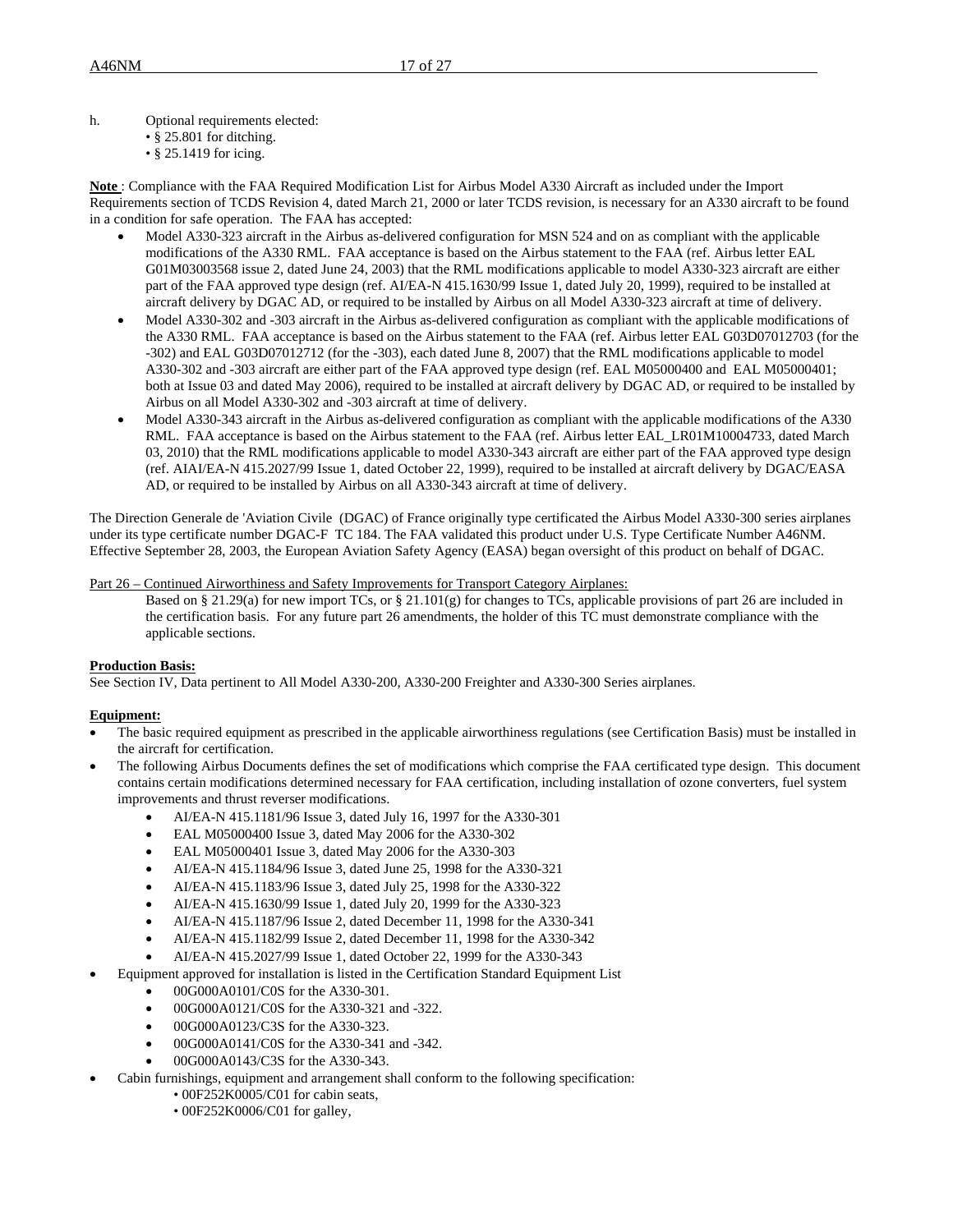h. Optional requirements elected:
   - § 25.801 for ditching.
   - § 25.1419 for icing.

**Note** : Compliance with the FAA Required Modification List for Airbus Model A330 Aircraft as included under the Import Requirements section of TCDS Revision 4, dated March 21, 2000 or later TCDS revision, is necessary for an A330 aircraft to be found in a condition for safe operation. The FAA has accepted:

- Model A330-323 aircraft in the Airbus as-delivered configuration for MSN 524 and on as compliant with the applicable modifications of the A330 RML. FAA acceptance is based on the Airbus statement to the FAA (ref. Airbus letter EAL G01M03003568 issue 2, dated June 24, 2003) that the RML modifications applicable to model A330-323 aircraft are either part of the FAA approved type design (ref. AI/EA-N 415.1630/99 Issue 1, dated July 20, 1999), required to be installed at aircraft delivery by DGAC AD, or required to be installed by Airbus on all Model A330-323 aircraft at time of delivery.
- Model A330-302 and -303 aircraft in the Airbus as-delivered configuration as compliant with the applicable modifications of the A330 RML. FAA acceptance is based on the Airbus statement to the FAA (ref. Airbus letter EAL G03D07012703 (for the -302) and EAL G03D07012712 (for the -303), each dated June 8, 2007) that the RML modifications applicable to model A330-302 and -303 aircraft are either part of the FAA approved type design (ref. EAL M05000400 and EAL M05000401; both at Issue 03 and dated May 2006), required to be installed at aircraft delivery by DGAC AD, or required to be installed by Airbus on all Model A330-302 and -303 aircraft at time of delivery.
- Model A330-343 aircraft in the Airbus as-delivered configuration as compliant with the applicable modifications of the A330 RML. FAA acceptance is based on the Airbus statement to the FAA (ref. Airbus letter EAL_LR01M10004733, dated March 03, 2010) that the RML modifications applicable to model A330-343 aircraft are either part of the FAA approved type design (ref. AIAI/EA-N 415.2027/99 Issue 1, dated October 22, 1999), required to be installed at aircraft delivery by DGAC/EASA AD, or required to be installed by Airbus on all A330-343 aircraft at time of delivery.

The Direction Generale de 'Aviation Civile (DGAC) of France originally type certificated the Airbus Model A330-300 series airplanes under its type certificate number DGAC-F TC 184. The FAA validated this product under U.S. Type Certificate Number A46NM. Effective September 28, 2003, the European Aviation Safety Agency (EASA) began oversight of this product on behalf of DGAC.

Part 26 – Continued Airworthiness and Safety Improvements for Transport Category Airplanes:

Based on § 21.29(a) for new import TCs, or § 21.101(g) for changes to TCs, applicable provisions of part 26 are included in the certification basis. For any future part 26 amendments, the holder of this TC must demonstrate compliance with the applicable sections.

**Production Basis:**

See Section IV, Data pertinent to All Model A330-200, A330-200 Freighter and A330-300 Series airplanes.

**Equipment:**

- The basic required equipment as prescribed in the applicable airworthiness regulations (see Certification Basis) must be installed in the aircraft for certification.
- The following Airbus Documents defines the set of modifications which comprise the FAA certificated type design. This document contains certain modifications determined necessary for FAA certification, including installation of ozone converters, fuel system improvements and thrust reverser modifications.
  - AI/EA-N 415.1181/96 Issue 3, dated July 16, 1997 for the A330-301
  - EAL M05000400 Issue 3, dated May 2006 for the A330-302
  - EAL M05000401 Issue 3, dated May 2006 for the A330-303
  - AI/EA-N 415.1184/96 Issue 3, dated June 25, 1998 for the A330-321
  - AI/EA-N 415.1183/96 Issue 3, dated July 25, 1998 for the A330-322
  - AI/EA-N 415.1630/99 Issue 1, dated July 20, 1999 for the A330-323
  - AI/EA-N 415.1187/96 Issue 2, dated December 11, 1998 for the A330-341
  - AI/EA-N 415.1182/99 Issue 2, dated December 11, 1998 for the A330-342
  - AI/EA-N 415.2027/99 Issue 1, dated October 22, 1999 for the A330-343
- Equipment approved for installation is listed in the Certification Standard Equipment List
  - 00G000A0101/C0S for the A330-301.
  - 00G000A0121/C0S for the A330-321 and -322.
  - 00G000A0123/C3S for the A330-323.
  - 00G000A0141/C0S for the A330-341 and -342.
  - 00G000A0143/C3S for the A330-343.
- Cabin furnishings, equipment and arrangement shall conform to the following specification:
  - 00F252K0005/C01 for cabin seats,
  - 00F252K0006/C01 for galley,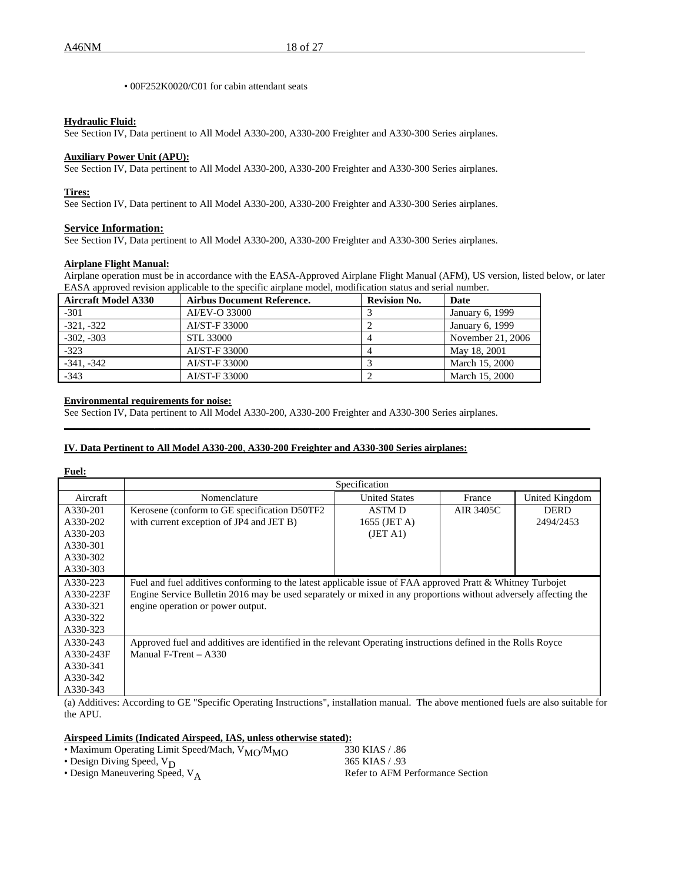• 00F252K0020/C01 for cabin attendant seats

**Hydraulic Fluid:**
See Section IV, Data pertinent to All Model A330-200, A330-200 Freighter and A330-300 Series airplanes.

**Auxiliary Power Unit (APU):**
See Section IV, Data pertinent to All Model A330-200, A330-200 Freighter and A330-300 Series airplanes.

**Tires:**
See Section IV, Data pertinent to All Model A330-200, A330-200 Freighter and A330-300 Series airplanes.

**Service Information:**
See Section IV, Data pertinent to All Model A330-200, A330-200 Freighter and A330-300 Series airplanes.

**Airplane Flight Manual:**
Airplane operation must be in accordance with the EASA-Approved Airplane Flight Manual (AFM), US version, listed below, or later EASA approved revision applicable to the specific airplane model, modification status and serial number.

| Aircraft Model A330 | Airbus Document Reference. | Revision No. | Date |
|---|---|---|---|
| -301 | AI/EV-O 33000 | 3 | January 6, 1999 |
| -321, -322 | AI/ST-F 33000 | 2 | January 6, 1999 |
| -302, -303 | STL 33000 | 4 | November 21, 2006 |
| -323 | AI/ST-F 33000 | 4 | May 18, 2001 |
| -341, -342 | AI/ST-F 33000 | 3 | March 15, 2000 |
| -343 | AI/ST-F 33000 | 2 | March 15, 2000 |

**Environmental requirements for noise:**
See Section IV, Data pertinent to All Model A330-200, A330-200 Freighter and A330-300 Series airplanes.

---

## IV. Data Pertinent to All Model A330-200, A330-200 Freighter and A330-300 Series airplanes:

**Fuel:**

| | Specification | | | |
|---|---|---|---|---|
| Aircraft | Nomenclature | United States | France | United Kingdom |
| A330-201<br>A330-202<br>A330-203<br>A330-301<br>A330-302<br>A330-303 | Kerosene (conform to GE specification D50TF2 with current exception of JP4 and JET B) | ASTM D 1655 (JET A) (JET A1) | AIR 3405C | DERD 2494/2453 |
| A330-223<br>A330-223F<br>A330-321<br>A330-322<br>A330-323 | Fuel and fuel additives conforming to the latest applicable issue of FAA approved Pratt & Whitney Turbojet Engine Service Bulletin 2016 may be used separately or mixed in any proportions without adversely affecting the engine operation or power output. | | | |
| A330-243<br>A330-243F<br>A330-341<br>A330-342<br>A330-343 | Approved fuel and additives are identified in the relevant Operating instructions defined in the Rolls Royce Manual F-Trent – A330 | | | |

(a) Additives: According to GE "Specific Operating Instructions", installation manual. The above mentioned fuels are also suitable for the APU.

**Airspeed Limits (Indicated Airspeed, IAS, unless otherwise stated):**

• Maximum Operating Limit Speed/Mach, $V_{MO}/M_{MO}$ — 330 KIAS / .86
• Design Diving Speed, $V_D$ — 365 KIAS / .93
• Design Maneuvering Speed, $V_A$ — Refer to AFM Performance Section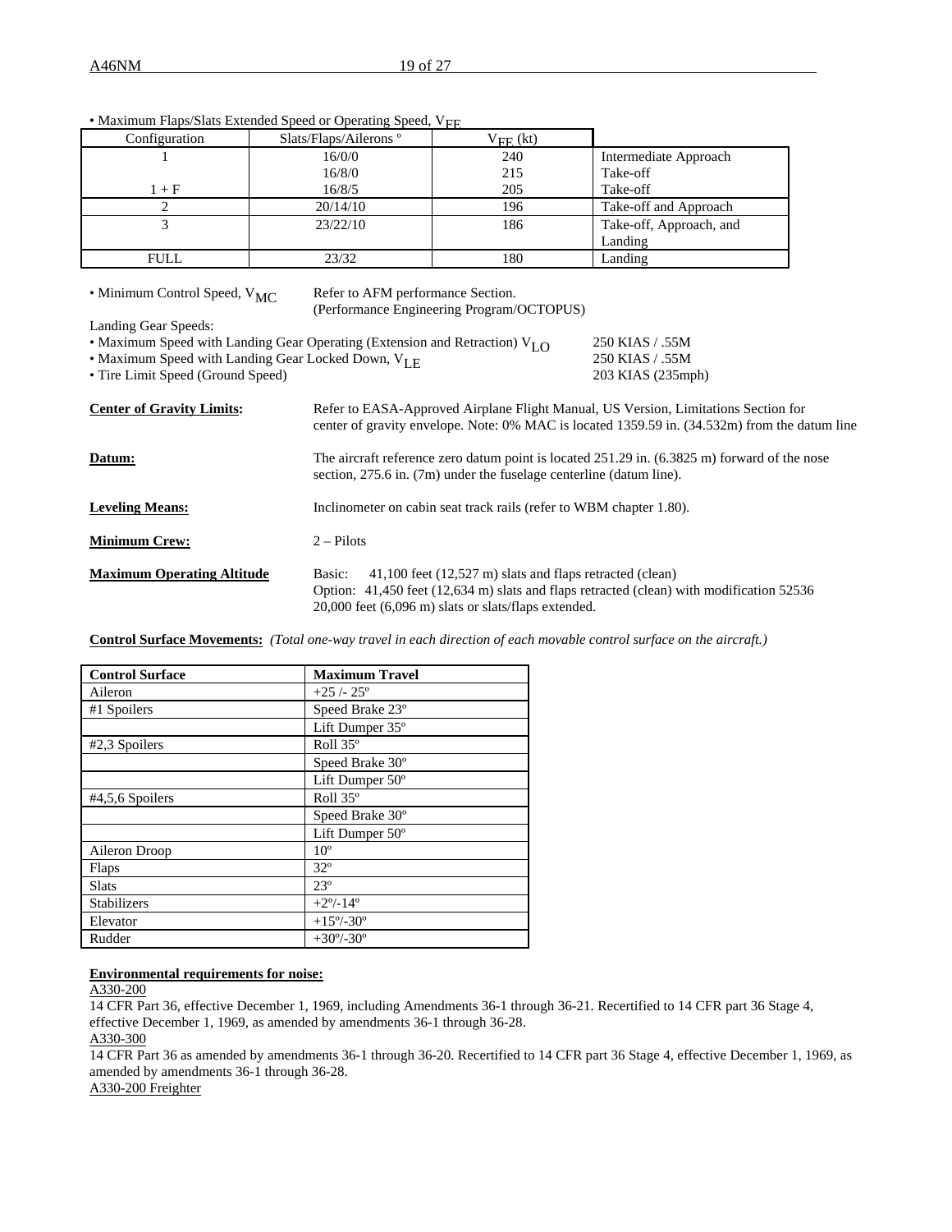• Maximum Flaps/Slats Extended Speed or Operating Speed, $V_{FE}$

| Configuration | Slats/Flaps/Ailerons º | $V_{FE}$ (kt) | |
|---|---|---|---|
| 1 | 16/0/0 | 240 | Intermediate Approach |
| | 16/8/0 | 215 | Take-off |
| 1 + F | 16/8/5 | 205 | Take-off |
| 2 | 20/14/10 | 196 | Take-off and Approach |
| 3 | 23/22/10 | 186 | Take-off, Approach, and Landing |
| FULL | 23/32 | 180 | Landing |

• Minimum Control Speed, $V_{MC}$ — Refer to AFM performance Section. (Performance Engineering Program/OCTOPUS)

Landing Gear Speeds:

• Maximum Speed with Landing Gear Operating (Extension and Retraction) $V_{LO}$ — 250 KIAS / .55M
• Maximum Speed with Landing Gear Locked Down, $V_{LE}$ — 250 KIAS / .55M
• Tire Limit Speed (Ground Speed) — 203 KIAS (235mph)

**Center of Gravity Limits:** Refer to EASA-Approved Airplane Flight Manual, US Version, Limitations Section for center of gravity envelope. Note: 0% MAC is located 1359.59 in. (34.532m) from the datum line

**Datum:** The aircraft reference zero datum point is located 251.29 in. (6.3825 m) forward of the nose section, 275.6 in. (7m) under the fuselage centerline (datum line).

**Leveling Means:** Inclinometer on cabin seat track rails (refer to WBM chapter 1.80).

**Minimum Crew:** 2 – Pilots

**Maximum Operating Altitude** Basic: 41,100 feet (12,527 m) slats and flaps retracted (clean)
Option: 41,450 feet (12,634 m) slats and flaps retracted (clean) with modification 52536
20,000 feet (6,096 m) slats or slats/flaps extended.

**Control Surface Movements:** *(Total one-way travel in each direction of each movable control surface on the aircraft.)*

| Control Surface | Maximum Travel |
|---|---|
| Aileron | +25 /- 25º |
| #1 Spoilers | Speed Brake 23º |
| | Lift Dumper 35º |
| #2,3 Spoilers | Roll 35º |
| | Speed Brake 30º |
| | Lift Dumper 50º |
| #4,5,6 Spoilers | Roll 35º |
| | Speed Brake 30º |
| | Lift Dumper 50º |
| Aileron Droop | 10º |
| Flaps | 32º |
| Slats | 23º |
| Stabilizers | +2º/-14º |
| Elevator | +15º/-30º |
| Rudder | +30º/-30º |

**Environmental requirements for noise:**

A330-200

14 CFR Part 36, effective December 1, 1969, including Amendments 36-1 through 36-21. Recertified to 14 CFR part 36 Stage 4, effective December 1, 1969, as amended by amendments 36-1 through 36-28.

A330-300

14 CFR Part 36 as amended by amendments 36-1 through 36-20. Recertified to 14 CFR part 36 Stage 4, effective December 1, 1969, as amended by amendments 36-1 through 36-28.

A330-200 Freighter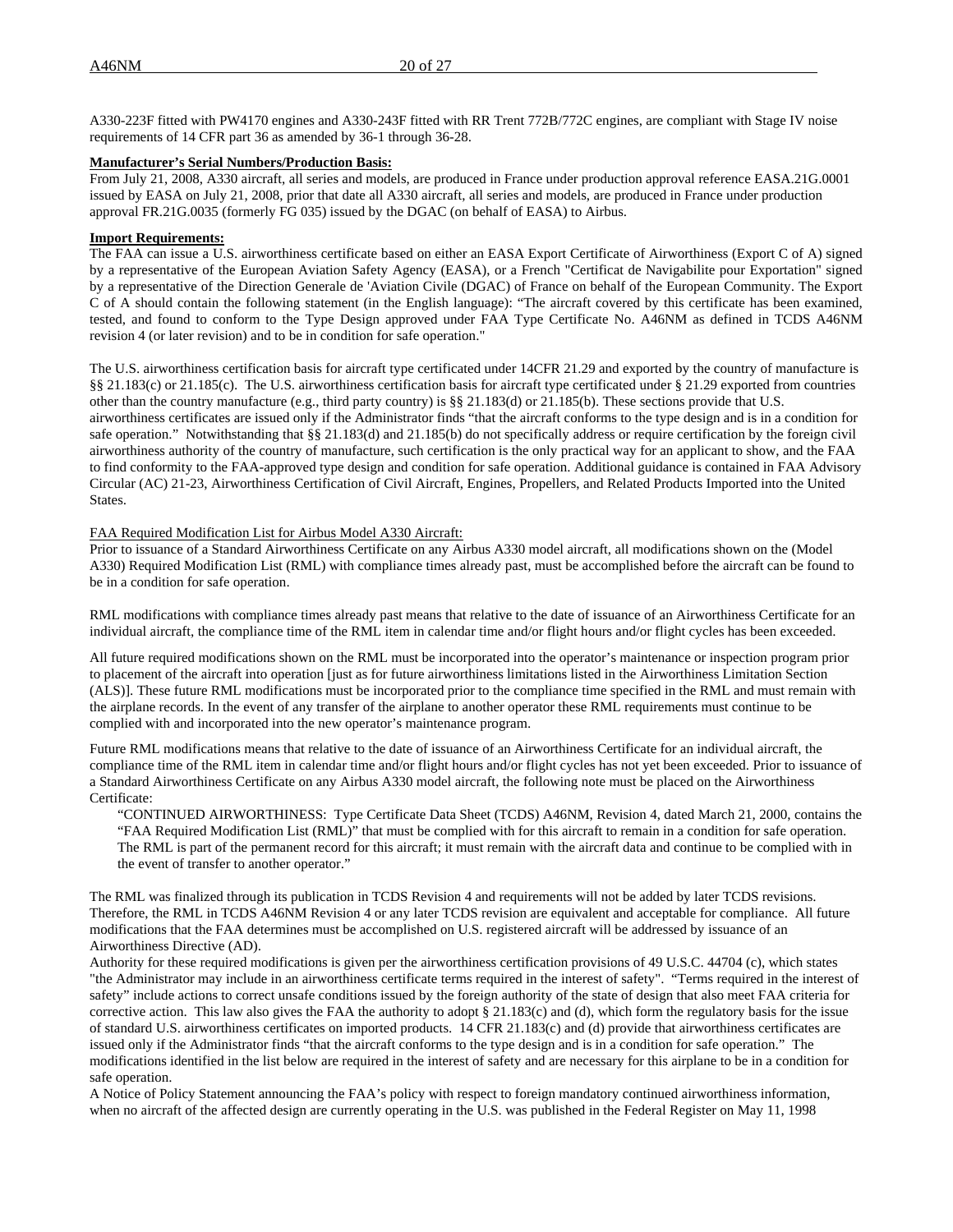A330-223F fitted with PW4170 engines and A330-243F fitted with RR Trent 772B/772C engines, are compliant with Stage IV noise requirements of 14 CFR part 36 as amended by 36-1 through 36-28.

**Manufacturer's Serial Numbers/Production Basis:**

From July 21, 2008, A330 aircraft, all series and models, are produced in France under production approval reference EASA.21G.0001 issued by EASA on July 21, 2008, prior that date all A330 aircraft, all series and models, are produced in France under production approval FR.21G.0035 (formerly FG 035) issued by the DGAC (on behalf of EASA) to Airbus.

**Import Requirements:**

The FAA can issue a U.S. airworthiness certificate based on either an EASA Export Certificate of Airworthiness (Export C of A) signed by a representative of the European Aviation Safety Agency (EASA), or a French "Certificat de Navigabilite pour Exportation" signed by a representative of the Direction Generale de 'Aviation Civile (DGAC) of France on behalf of the European Community. The Export C of A should contain the following statement (in the English language): "The aircraft covered by this certificate has been examined, tested, and found to conform to the Type Design approved under FAA Type Certificate No. A46NM as defined in TCDS A46NM revision 4 (or later revision) and to be in condition for safe operation."

The U.S. airworthiness certification basis for aircraft type certificated under 14CFR 21.29 and exported by the country of manufacture is §§ 21.183(c) or 21.185(c). The U.S. airworthiness certification basis for aircraft type certificated under § 21.29 exported from countries other than the country manufacture (e.g., third party country) is §§ 21.183(d) or 21.185(b). These sections provide that U.S. airworthiness certificates are issued only if the Administrator finds "that the aircraft conforms to the type design and is in a condition for safe operation." Notwithstanding that §§ 21.183(d) and 21.185(b) do not specifically address or require certification by the foreign civil airworthiness authority of the country of manufacture, such certification is the only practical way for an applicant to show, and the FAA to find conformity to the FAA-approved type design and condition for safe operation. Additional guidance is contained in FAA Advisory Circular (AC) 21-23, Airworthiness Certification of Civil Aircraft, Engines, Propellers, and Related Products Imported into the United States.

FAA Required Modification List for Airbus Model A330 Aircraft:

Prior to issuance of a Standard Airworthiness Certificate on any Airbus A330 model aircraft, all modifications shown on the (Model A330) Required Modification List (RML) with compliance times already past, must be accomplished before the aircraft can be found to be in a condition for safe operation.

RML modifications with compliance times already past means that relative to the date of issuance of an Airworthiness Certificate for an individual aircraft, the compliance time of the RML item in calendar time and/or flight hours and/or flight cycles has been exceeded.

All future required modifications shown on the RML must be incorporated into the operator's maintenance or inspection program prior to placement of the aircraft into operation [just as for future airworthiness limitations listed in the Airworthiness Limitation Section (ALS)]. These future RML modifications must be incorporated prior to the compliance time specified in the RML and must remain with the airplane records. In the event of any transfer of the airplane to another operator these RML requirements must continue to be complied with and incorporated into the new operator's maintenance program.

Future RML modifications means that relative to the date of issuance of an Airworthiness Certificate for an individual aircraft, the compliance time of the RML item in calendar time and/or flight hours and/or flight cycles has not yet been exceeded. Prior to issuance of a Standard Airworthiness Certificate on any Airbus A330 model aircraft, the following note must be placed on the Airworthiness Certificate:

> "CONTINUED AIRWORTHINESS: Type Certificate Data Sheet (TCDS) A46NM, Revision 4, dated March 21, 2000, contains the "FAA Required Modification List (RML)" that must be complied with for this aircraft to remain in a condition for safe operation. The RML is part of the permanent record for this aircraft; it must remain with the aircraft data and continue to be complied with in the event of transfer to another operator."

The RML was finalized through its publication in TCDS Revision 4 and requirements will not be added by later TCDS revisions. Therefore, the RML in TCDS A46NM Revision 4 or any later TCDS revision are equivalent and acceptable for compliance. All future modifications that the FAA determines must be accomplished on U.S. registered aircraft will be addressed by issuance of an Airworthiness Directive (AD).

Authority for these required modifications is given per the airworthiness certification provisions of 49 U.S.C. 44704 (c), which states "the Administrator may include in an airworthiness certificate terms required in the interest of safety". "Terms required in the interest of safety" include actions to correct unsafe conditions issued by the foreign authority of the state of design that also meet FAA criteria for corrective action. This law also gives the FAA the authority to adopt § 21.183(c) and (d), which form the regulatory basis for the issue of standard U.S. airworthiness certificates on imported products. 14 CFR 21.183(c) and (d) provide that airworthiness certificates are issued only if the Administrator finds "that the aircraft conforms to the type design and is in a condition for safe operation." The modifications identified in the list below are required in the interest of safety and are necessary for this airplane to be in a condition for safe operation.

A Notice of Policy Statement announcing the FAA's policy with respect to foreign mandatory continued airworthiness information, when no aircraft of the affected design are currently operating in the U.S. was published in the Federal Register on May 11, 1998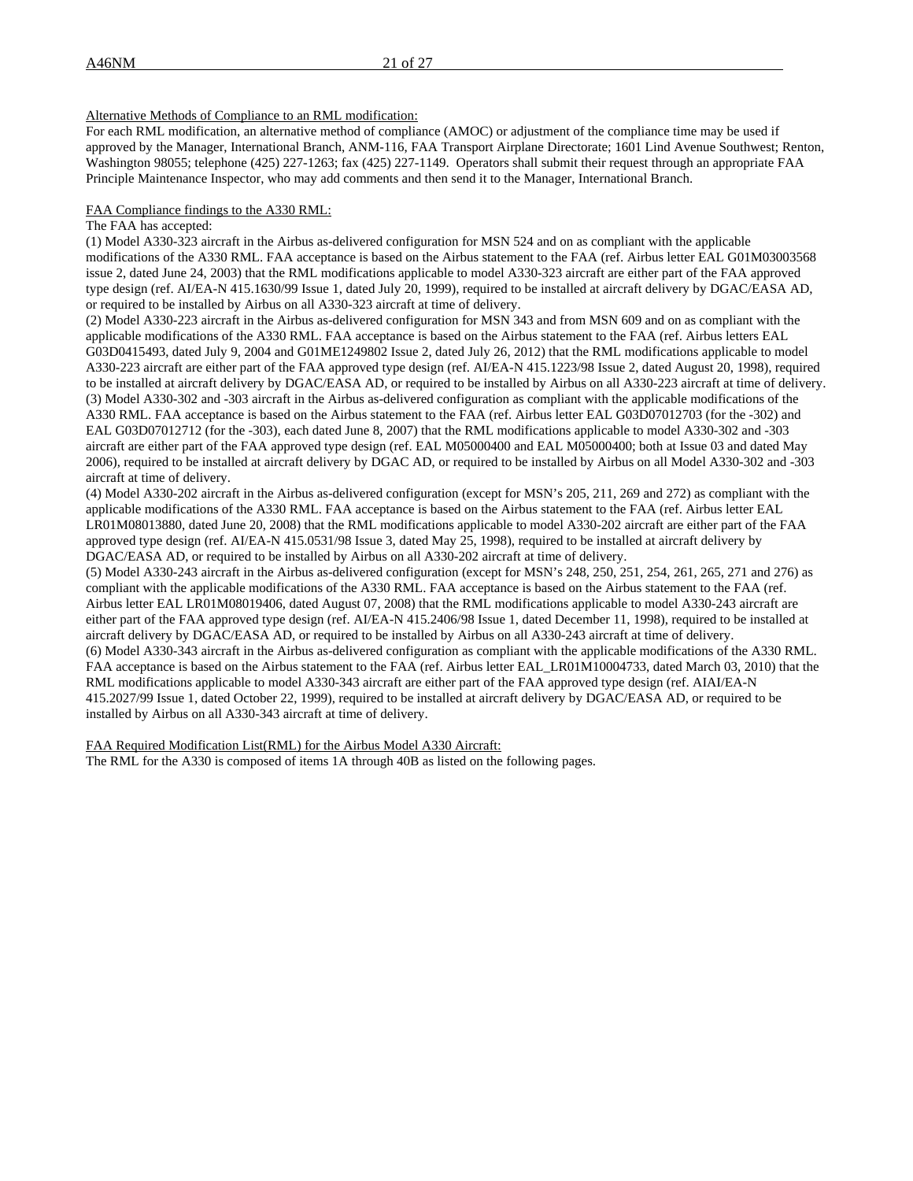Alternative Methods of Compliance to an RML modification:

For each RML modification, an alternative method of compliance (AMOC) or adjustment of the compliance time may be used if approved by the Manager, International Branch, ANM-116, FAA Transport Airplane Directorate; 1601 Lind Avenue Southwest; Renton, Washington 98055; telephone (425) 227-1263; fax (425) 227-1149. Operators shall submit their request through an appropriate FAA Principle Maintenance Inspector, who may add comments and then send it to the Manager, International Branch.

FAA Compliance findings to the A330 RML:

The FAA has accepted:

(1) Model A330-323 aircraft in the Airbus as-delivered configuration for MSN 524 and on as compliant with the applicable modifications of the A330 RML. FAA acceptance is based on the Airbus statement to the FAA (ref. Airbus letter EAL G01M03003568 issue 2, dated June 24, 2003) that the RML modifications applicable to model A330-323 aircraft are either part of the FAA approved type design (ref. AI/EA-N 415.1630/99 Issue 1, dated July 20, 1999), required to be installed at aircraft delivery by DGAC/EASA AD, or required to be installed by Airbus on all A330-323 aircraft at time of delivery.

(2) Model A330-223 aircraft in the Airbus as-delivered configuration for MSN 343 and from MSN 609 and on as compliant with the applicable modifications of the A330 RML. FAA acceptance is based on the Airbus statement to the FAA (ref. Airbus letters EAL G03D0415493, dated July 9, 2004 and G01ME1249802 Issue 2, dated July 26, 2012) that the RML modifications applicable to model A330-223 aircraft are either part of the FAA approved type design (ref. AI/EA-N 415.1223/98 Issue 2, dated August 20, 1998), required to be installed at aircraft delivery by DGAC/EASA AD, or required to be installed by Airbus on all A330-223 aircraft at time of delivery.

(3) Model A330-302 and -303 aircraft in the Airbus as-delivered configuration as compliant with the applicable modifications of the A330 RML. FAA acceptance is based on the Airbus statement to the FAA (ref. Airbus letter EAL G03D07012703 (for the -302) and EAL G03D07012712 (for the -303), each dated June 8, 2007) that the RML modifications applicable to model A330-302 and -303 aircraft are either part of the FAA approved type design (ref. EAL M05000400 and EAL M05000400; both at Issue 03 and dated May 2006), required to be installed at aircraft delivery by DGAC AD, or required to be installed by Airbus on all Model A330-302 and -303 aircraft at time of delivery.

(4) Model A330-202 aircraft in the Airbus as-delivered configuration (except for MSN's 205, 211, 269 and 272) as compliant with the applicable modifications of the A330 RML. FAA acceptance is based on the Airbus statement to the FAA (ref. Airbus letter EAL LR01M08013880, dated June 20, 2008) that the RML modifications applicable to model A330-202 aircraft are either part of the FAA approved type design (ref. AI/EA-N 415.0531/98 Issue 3, dated May 25, 1998), required to be installed at aircraft delivery by DGAC/EASA AD, or required to be installed by Airbus on all A330-202 aircraft at time of delivery.

(5) Model A330-243 aircraft in the Airbus as-delivered configuration (except for MSN's 248, 250, 251, 254, 261, 265, 271 and 276) as compliant with the applicable modifications of the A330 RML. FAA acceptance is based on the Airbus statement to the FAA (ref. Airbus letter EAL LR01M08019406, dated August 07, 2008) that the RML modifications applicable to model A330-243 aircraft are either part of the FAA approved type design (ref. AI/EA-N 415.2406/98 Issue 1, dated December 11, 1998), required to be installed at aircraft delivery by DGAC/EASA AD, or required to be installed by Airbus on all A330-243 aircraft at time of delivery.

(6) Model A330-343 aircraft in the Airbus as-delivered configuration as compliant with the applicable modifications of the A330 RML. FAA acceptance is based on the Airbus statement to the FAA (ref. Airbus letter EAL_LR01M10004733, dated March 03, 2010) that the RML modifications applicable to model A330-343 aircraft are either part of the FAA approved type design (ref. AIAI/EA-N 415.2027/99 Issue 1, dated October 22, 1999), required to be installed at aircraft delivery by DGAC/EASA AD, or required to be installed by Airbus on all A330-343 aircraft at time of delivery.

FAA Required Modification List(RML) for the Airbus Model A330 Aircraft:

The RML for the A330 is composed of items 1A through 40B as listed on the following pages.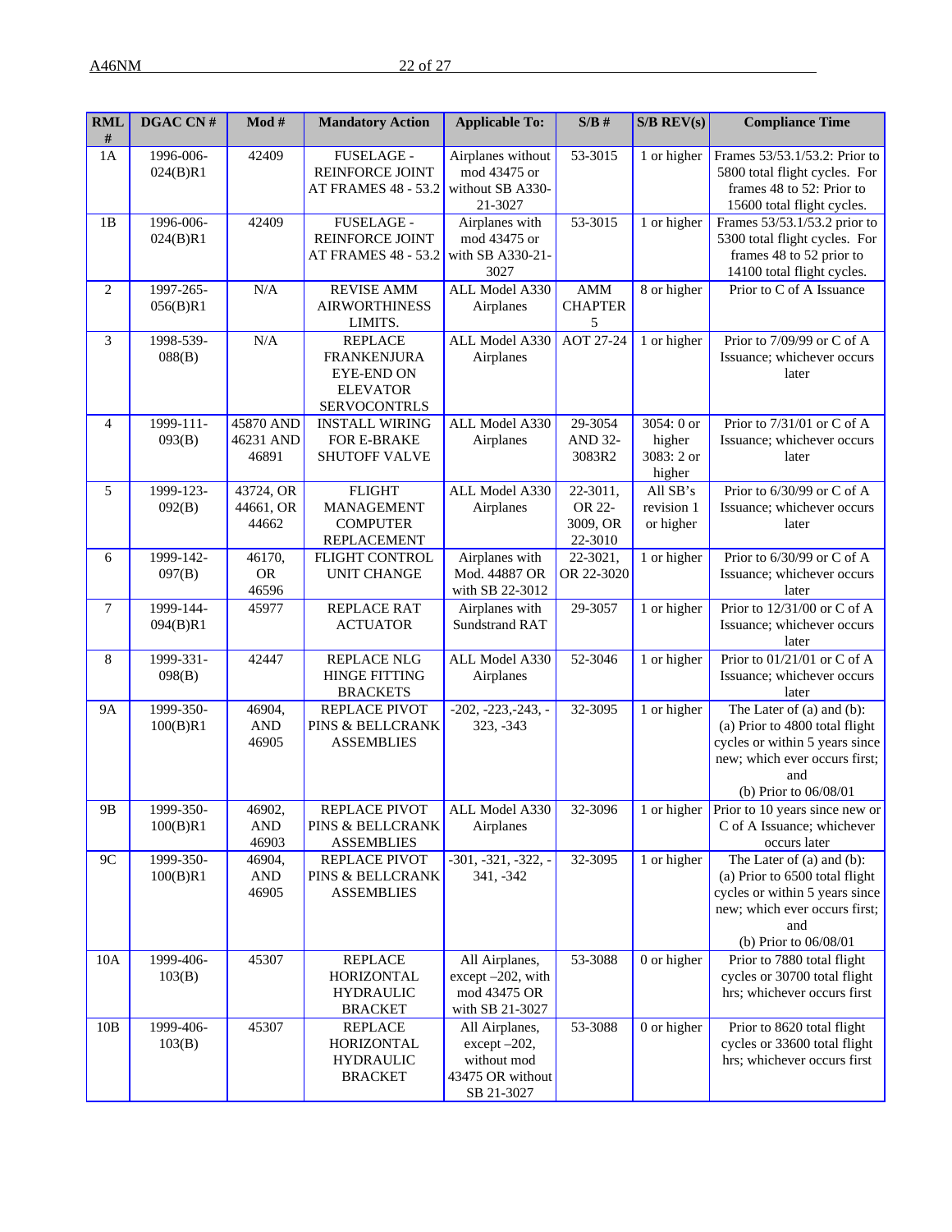| RML # | DGAC CN # | Mod # | Mandatory Action | Applicable To: | S/B # | S/B REV(s) | Compliance Time |
|---|---|---|---|---|---|---|---|
| 1A | 1996-006-024(B)R1 | 42409 | FUSELAGE - REINFORCE JOINT AT FRAMES 48 - 53.2 | Airplanes without mod 43475 or without SB A330-21-3027 | 53-3015 | 1 or higher | Frames 53/53.1/53.2: Prior to 5800 total flight cycles. For frames 48 to 52: Prior to 15600 total flight cycles. |
| 1B | 1996-006-024(B)R1 | 42409 | FUSELAGE - REINFORCE JOINT AT FRAMES 48 - 53.2 | Airplanes with mod 43475 or with SB A330-21-3027 | 53-3015 | 1 or higher | Frames 53/53.1/53.2 prior to 5300 total flight cycles. For frames 48 to 52 prior to 14100 total flight cycles. |
| 2 | 1997-265-056(B)R1 | N/A | REVISE AMM AIRWORTHINESS LIMITS. | ALL Model A330 Airplanes | AMM CHAPTER 5 | 8 or higher | Prior to C of A Issuance |
| 3 | 1998-539-088(B) | N/A | REPLACE FRANKENJURA EYE-END ON ELEVATOR SERVOCONTRLS | ALL Model A330 Airplanes | AOT 27-24 | 1 or higher | Prior to 7/09/99 or C of A Issuance; whichever occurs later |
| 4 | 1999-111-093(B) | 45870 AND 46231 AND 46891 | INSTALL WIRING FOR E-BRAKE SHUTOFF VALVE | ALL Model A330 Airplanes | 29-3054 AND 32-3083R2 | 3054: 0 or higher 3083: 2 or higher | Prior to 7/31/01 or C of A Issuance; whichever occurs later |
| 5 | 1999-123-092(B) | 43724, OR 44661, OR 44662 | FLIGHT MANAGEMENT COMPUTER REPLACEMENT | ALL Model A330 Airplanes | 22-3011, OR 22-3009, OR 22-3010 | All SB's revision 1 or higher | Prior to 6/30/99 or C of A Issuance; whichever occurs later |
| 6 | 1999-142-097(B) | 46170, OR 46596 | FLIGHT CONTROL UNIT CHANGE | Airplanes with Mod. 44887 OR with SB 22-3012 | 22-3021, OR 22-3020 | 1 or higher | Prior to 6/30/99 or C of A Issuance; whichever occurs later |
| 7 | 1999-144-094(B)R1 | 45977 | REPLACE RAT ACTUATOR | Airplanes with Sundstrand RAT | 29-3057 | 1 or higher | Prior to 12/31/00 or C of A Issuance; whichever occurs later |
| 8 | 1999-331-098(B) | 42447 | REPLACE NLG HINGE FITTING BRACKETS | ALL Model A330 Airplanes | 52-3046 | 1 or higher | Prior to 01/21/01 or C of A Issuance; whichever occurs later |
| 9A | 1999-350-100(B)R1 | 46904, AND 46905 | REPLACE PIVOT PINS & BELLCRANK ASSEMBLIES | -202, -223,-243, -323, -343 | 32-3095 | 1 or higher | The Later of (a) and (b): (a) Prior to 4800 total flight cycles or within 5 years since new; which ever occurs first; and (b) Prior to 06/08/01 |
| 9B | 1999-350-100(B)R1 | 46902, AND 46903 | REPLACE PIVOT PINS & BELLCRANK ASSEMBLIES | ALL Model A330 Airplanes | 32-3096 | 1 or higher | Prior to 10 years since new or C of A Issuance; whichever occurs later |
| 9C | 1999-350-100(B)R1 | 46904, AND 46905 | REPLACE PIVOT PINS & BELLCRANK ASSEMBLIES | -301, -321, -322, -341, -342 | 32-3095 | 1 or higher | The Later of (a) and (b): (a) Prior to 6500 total flight cycles or within 5 years since new; which ever occurs first; and (b) Prior to 06/08/01 |
| 10A | 1999-406-103(B) | 45307 | REPLACE HORIZONTAL HYDRAULIC BRACKET | All Airplanes, except –202, with mod 43475 OR with SB 21-3027 | 53-3088 | 0 or higher | Prior to 7880 total flight cycles or 30700 total flight hrs; whichever occurs first |
| 10B | 1999-406-103(B) | 45307 | REPLACE HORIZONTAL HYDRAULIC BRACKET | All Airplanes, except –202, without mod 43475 OR without SB 21-3027 | 53-3088 | 0 or higher | Prior to 8620 total flight cycles or 33600 total flight hrs; whichever occurs first |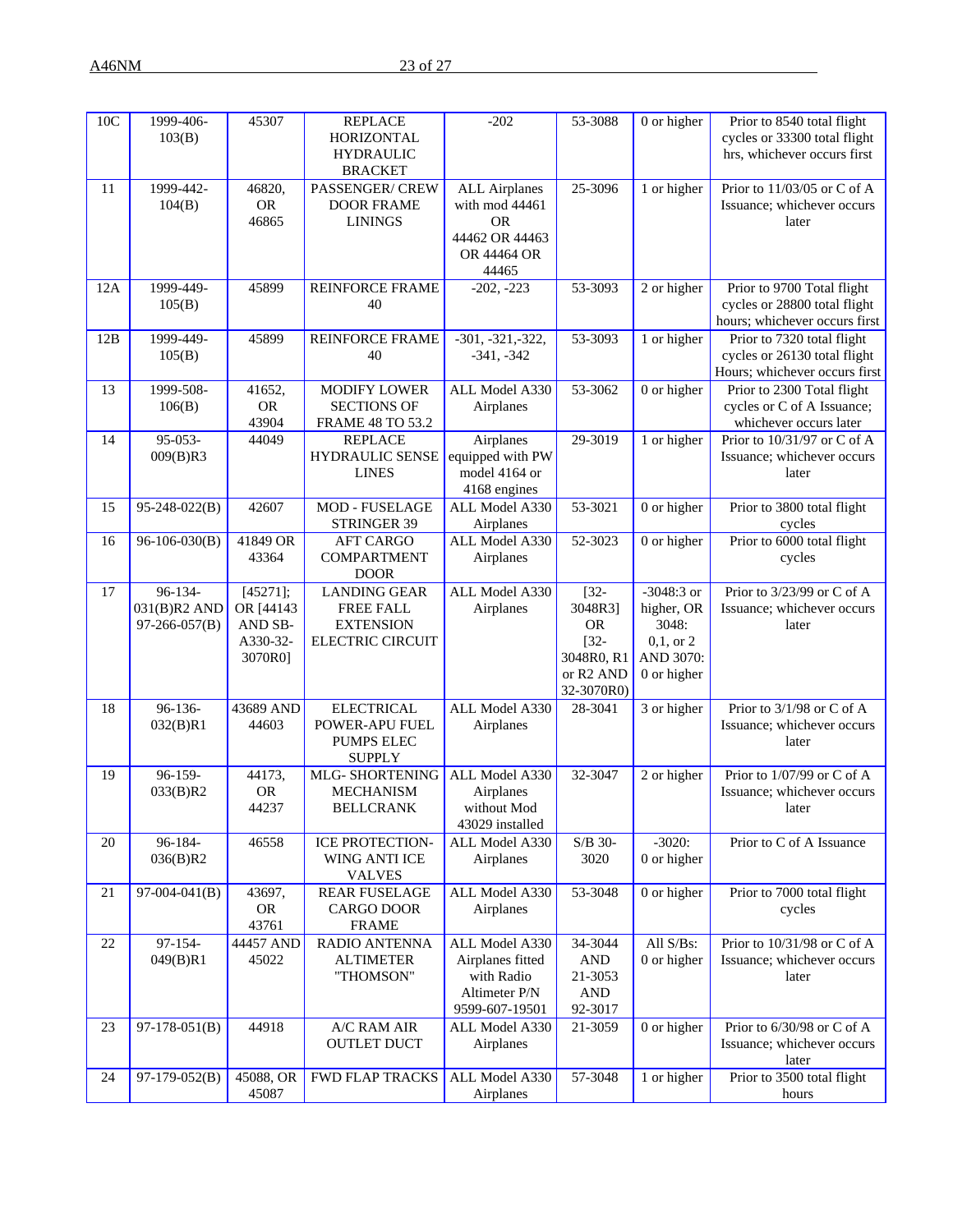| 10C | 1999-406-103(B) | 45307 | REPLACE HORIZONTAL HYDRAULIC BRACKET | -202 | 53-3088 | 0 or higher | Prior to 8540 total flight cycles or 33300 total flight hrs, whichever occurs first |
|---|---|---|---|---|---|---|---|
| 11 | 1999-442-104(B) | 46820, OR 46865 | PASSENGER/ CREW DOOR FRAME LININGS | ALL Airplanes with mod 44461 OR 44462 OR 44463 OR 44464 OR 44465 | 25-3096 | 1 or higher | Prior to 11/03/05 or C of A Issuance; whichever occurs later |
| 12A | 1999-449-105(B) | 45899 | REINFORCE FRAME 40 | -202, -223 | 53-3093 | 2 or higher | Prior to 9700 Total flight cycles or 28800 total flight hours; whichever occurs first |
| 12B | 1999-449-105(B) | 45899 | REINFORCE FRAME 40 | -301, -321,-322, -341, -342 | 53-3093 | 1 or higher | Prior to 7320 total flight cycles or 26130 total flight Hours; whichever occurs first |
| 13 | 1999-508-106(B) | 41652, OR 43904 | MODIFY LOWER SECTIONS OF FRAME 48 TO 53.2 | ALL Model A330 Airplanes | 53-3062 | 0 or higher | Prior to 2300 Total flight cycles or C of A Issuance; whichever occurs later |
| 14 | 95-053-009(B)R3 | 44049 | REPLACE HYDRAULIC SENSE LINES | Airplanes equipped with PW model 4164 or 4168 engines | 29-3019 | 1 or higher | Prior to 10/31/97 or C of A Issuance; whichever occurs later |
| 15 | 95-248-022(B) | 42607 | MOD - FUSELAGE STRINGER 39 | ALL Model A330 Airplanes | 53-3021 | 0 or higher | Prior to 3800 total flight cycles |
| 16 | 96-106-030(B) | 41849 OR 43364 | AFT CARGO COMPARTMENT DOOR | ALL Model A330 Airplanes | 52-3023 | 0 or higher | Prior to 6000 total flight cycles |
| 17 | 96-134-031(B)R2 AND 97-266-057(B) | [45271]; OR [44143 AND SB-A330-32-3070R0] | LANDING GEAR FREE FALL EXTENSION ELECTRIC CIRCUIT | ALL Model A330 Airplanes | [32-3048R3] OR [32-3048R0, R1 or R2 AND 32-3070R0) | -3048:3 or higher, OR 3048: 0,1, or 2 AND 3070: 0 or higher | Prior to 3/23/99 or C of A Issuance; whichever occurs later |
| 18 | 96-136-032(B)R1 | 43689 AND 44603 | ELECTRICAL POWER-APU FUEL PUMPS ELEC SUPPLY | ALL Model A330 Airplanes | 28-3041 | 3 or higher | Prior to 3/1/98 or C of A Issuance; whichever occurs later |
| 19 | 96-159-033(B)R2 | 44173, OR 44237 | MLG- SHORTENING MECHANISM BELLCRANK | ALL Model A330 Airplanes without Mod 43029 installed | 32-3047 | 2 or higher | Prior to 1/07/99 or C of A Issuance; whichever occurs later |
| 20 | 96-184-036(B)R2 | 46558 | ICE PROTECTION-WING ANTI ICE VALVES | ALL Model A330 Airplanes | S/B 30-3020 | -3020: 0 or higher | Prior to C of A Issuance |
| 21 | 97-004-041(B) | 43697, OR 43761 | REAR FUSELAGE CARGO DOOR FRAME | ALL Model A330 Airplanes | 53-3048 | 0 or higher | Prior to 7000 total flight cycles |
| 22 | 97-154-049(B)R1 | 44457 AND 45022 | RADIO ANTENNA ALTIMETER "THOMSON" | ALL Model A330 Airplanes fitted with Radio Altimeter P/N 9599-607-19501 | 34-3044 AND 21-3053 AND 92-3017 | All S/Bs: 0 or higher | Prior to 10/31/98 or C of A Issuance; whichever occurs later |
| 23 | 97-178-051(B) | 44918 | A/C RAM AIR OUTLET DUCT | ALL Model A330 Airplanes | 21-3059 | 0 or higher | Prior to 6/30/98 or C of A Issuance; whichever occurs later |
| 24 | 97-179-052(B) | 45088, OR 45087 | FWD FLAP TRACKS | ALL Model A330 Airplanes | 57-3048 | 1 or higher | Prior to 3500 total flight hours |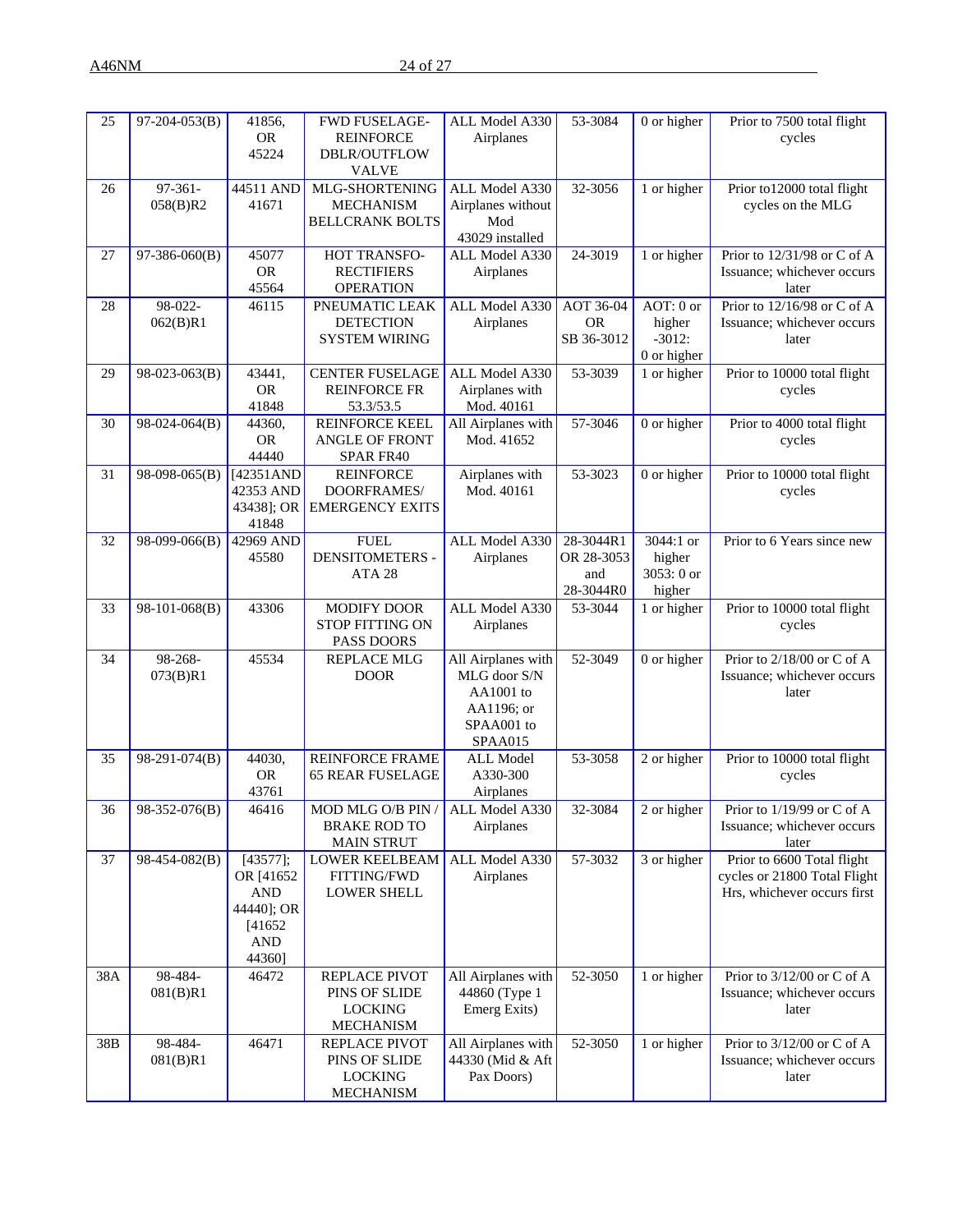| 25 | 97-204-053(B) | 41856, OR 45224 | FWD FUSELAGE-REINFORCE DBLR/OUTFLOW VALVE | ALL Model A330 Airplanes | 53-3084 | 0 or higher | Prior to 7500 total flight cycles |
|---|---|---|---|---|---|---|---|
| 26 | 97-361-058(B)R2 | 44511 AND 41671 | MLG-SHORTENING MECHANISM BELLCRANK BOLTS | ALL Model A330 Airplanes without Mod 43029 installed | 32-3056 | 1 or higher | Prior to12000 total flight cycles on the MLG |
| 27 | 97-386-060(B) | 45077 OR 45564 | HOT TRANSFO-RECTIFIERS OPERATION | ALL Model A330 Airplanes | 24-3019 | 1 or higher | Prior to 12/31/98 or C of A Issuance; whichever occurs later |
| 28 | 98-022-062(B)R1 | 46115 | PNEUMATIC LEAK DETECTION SYSTEM WIRING | ALL Model A330 Airplanes | AOT 36-04 OR SB 36-3012 | AOT: 0 or higher -3012: 0 or higher | Prior to 12/16/98 or C of A Issuance; whichever occurs later |
| 29 | 98-023-063(B) | 43441, OR 41848 | CENTER FUSELAGE REINFORCE FR 53.3/53.5 | ALL Model A330 Airplanes with Mod. 40161 | 53-3039 | 1 or higher | Prior to 10000 total flight cycles |
| 30 | 98-024-064(B) | 44360, OR 44440 | REINFORCE KEEL ANGLE OF FRONT SPAR FR40 | All Airplanes with Mod. 41652 | 57-3046 | 0 or higher | Prior to 4000 total flight cycles |
| 31 | 98-098-065(B) | [42351AND 42353 AND 43438]; OR 41848 | REINFORCE DOORFRAMES/ EMERGENCY EXITS | Airplanes with Mod. 40161 | 53-3023 | 0 or higher | Prior to 10000 total flight cycles |
| 32 | 98-099-066(B) | 42969 AND 45580 | FUEL DENSITOMETERS - ATA 28 | ALL Model A330 Airplanes | 28-3044R1 OR 28-3053 and 28-3044R0 | 3044:1 or higher 3053: 0 or higher | Prior to 6 Years since new |
| 33 | 98-101-068(B) | 43306 | MODIFY DOOR STOP FITTING ON PASS DOORS | ALL Model A330 Airplanes | 53-3044 | 1 or higher | Prior to 10000 total flight cycles |
| 34 | 98-268-073(B)R1 | 45534 | REPLACE MLG DOOR | All Airplanes with MLG door S/N AA1001 to AA1196; or SPAA001 to SPAA015 | 52-3049 | 0 or higher | Prior to 2/18/00 or C of A Issuance; whichever occurs later |
| 35 | 98-291-074(B) | 44030, OR 43761 | REINFORCE FRAME 65 REAR FUSELAGE | ALL Model A330-300 Airplanes | 53-3058 | 2 or higher | Prior to 10000 total flight cycles |
| 36 | 98-352-076(B) | 46416 | MOD MLG O/B PIN / BRAKE ROD TO MAIN STRUT | ALL Model A330 Airplanes | 32-3084 | 2 or higher | Prior to 1/19/99 or C of A Issuance; whichever occurs later |
| 37 | 98-454-082(B) | [43577]; OR [41652 AND 44440]; OR [41652 AND 44360] | LOWER KEELBEAM FITTING/FWD LOWER SHELL | ALL Model A330 Airplanes | 57-3032 | 3 or higher | Prior to 6600 Total flight cycles or 21800 Total Flight Hrs, whichever occurs first |
| 38A | 98-484-081(B)R1 | 46472 | REPLACE PIVOT PINS OF SLIDE LOCKING MECHANISM | All Airplanes with 44860 (Type 1 Emerg Exits) | 52-3050 | 1 or higher | Prior to 3/12/00 or C of A Issuance; whichever occurs later |
| 38B | 98-484-081(B)R1 | 46471 | REPLACE PIVOT PINS OF SLIDE LOCKING MECHANISM | All Airplanes with 44330 (Mid & Aft Pax Doors) | 52-3050 | 1 or higher | Prior to 3/12/00 or C of A Issuance; whichever occurs later |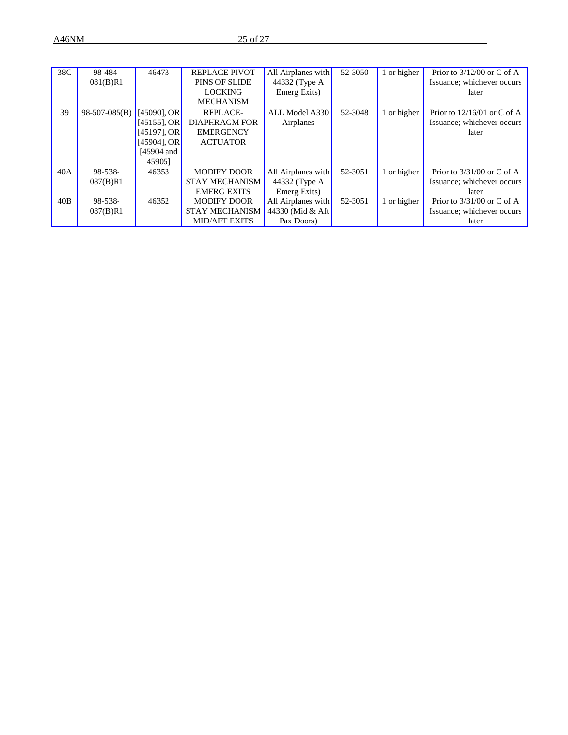| 38C | 98-484-081(B)R1 | 46473 | REPLACE PIVOT PINS OF SLIDE LOCKING MECHANISM | All Airplanes with 44332 (Type A Emerg Exits) | 52-3050 | 1 or higher | Prior to 3/12/00 or C of A Issuance; whichever occurs later |
|---|---|---|---|---|---|---|---|
| 39 | 98-507-085(B) | [45090], OR [45155], OR [45197], OR [45904], OR [45904 and 45905] | REPLACE-DIAPHRAGM FOR EMERGENCY ACTUATOR | ALL Model A330 Airplanes | 52-3048 | 1 or higher | Prior to 12/16/01 or C of A Issuance; whichever occurs later |
| 40A | 98-538-087(B)R1 | 46353 | MODIFY DOOR STAY MECHANISM EMERG EXITS | All Airplanes with 44332 (Type A Emerg Exits) | 52-3051 | 1 or higher | Prior to 3/31/00 or C of A Issuance; whichever occurs later |
| 40B | 98-538-087(B)R1 | 46352 | MODIFY DOOR STAY MECHANISM MID/AFT EXITS | All Airplanes with 44330 (Mid & Aft Pax Doors) | 52-3051 | 1 or higher | Prior to 3/31/00 or C of A Issuance; whichever occurs later |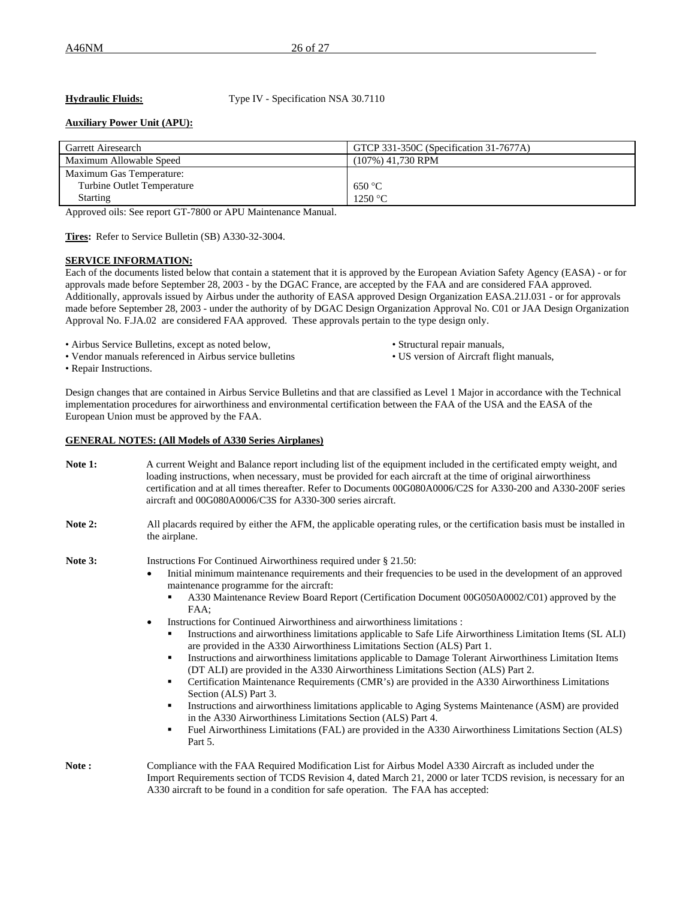**Hydraulic Fluids:** Type IV - Specification NSA 30.7110

**Auxiliary Power Unit (APU):**

| Garrett Airesearch | GTCP 331-350C (Specification 31-7677A) |
|---|---|
| Maximum Allowable Speed | (107%) 41,730 RPM |
| Maximum Gas Temperature:<br>Turbine Outlet Temperature<br>Starting | <br>650 °C<br>1250 °C |

Approved oils: See report GT-7800 or APU Maintenance Manual.

**Tires:** Refer to Service Bulletin (SB) A330-32-3004.

**SERVICE INFORMATION:**

Each of the documents listed below that contain a statement that it is approved by the European Aviation Safety Agency (EASA) - or for approvals made before September 28, 2003 - by the DGAC France, are accepted by the FAA and are considered FAA approved. Additionally, approvals issued by Airbus under the authority of EASA approved Design Organization EASA.21J.031 - or for approvals made before September 28, 2003 - under the authority of by DGAC Design Organization Approval No. C01 or JAA Design Organization Approval No. F.JA.02 are considered FAA approved. These approvals pertain to the type design only.

- Airbus Service Bulletins, except as noted below,
- Vendor manuals referenced in Airbus service bulletins
- Repair Instructions.
- Structural repair manuals,
- US version of Aircraft flight manuals,

Design changes that are contained in Airbus Service Bulletins and that are classified as Level 1 Major in accordance with the Technical implementation procedures for airworthiness and environmental certification between the FAA of the USA and the EASA of the European Union must be approved by the FAA.

**GENERAL NOTES: (All Models of A330 Series Airplanes)**

**Note 1:** A current Weight and Balance report including list of the equipment included in the certificated empty weight, and loading instructions, when necessary, must be provided for each aircraft at the time of original airworthiness certification and at all times thereafter. Refer to Documents 00G080A0006/C2S for A330-200 and A330-200F series aircraft and 00G080A0006/C3S for A330-300 series aircraft.

**Note 2:** All placards required by either the AFM, the applicable operating rules, or the certification basis must be installed in the airplane.

**Note 3:** Instructions For Continued Airworthiness required under § 21.50:

- Initial minimum maintenance requirements and their frequencies to be used in the development of an approved maintenance programme for the aircraft:
  - A330 Maintenance Review Board Report (Certification Document 00G050A0002/C01) approved by the FAA;
- Instructions for Continued Airworthiness and airworthiness limitations :
  - Instructions and airworthiness limitations applicable to Safe Life Airworthiness Limitation Items (SL ALI) are provided in the A330 Airworthiness Limitations Section (ALS) Part 1.
  - Instructions and airworthiness limitations applicable to Damage Tolerant Airworthiness Limitation Items (DT ALI) are provided in the A330 Airworthiness Limitations Section (ALS) Part 2.
  - Certification Maintenance Requirements (CMR's) are provided in the A330 Airworthiness Limitations Section (ALS) Part 3.
  - Instructions and airworthiness limitations applicable to Aging Systems Maintenance (ASM) are provided in the A330 Airworthiness Limitations Section (ALS) Part 4.
  - Fuel Airworthiness Limitations (FAL) are provided in the A330 Airworthiness Limitations Section (ALS) Part 5.

**Note :** Compliance with the FAA Required Modification List for Airbus Model A330 Aircraft as included under the Import Requirements section of TCDS Revision 4, dated March 21, 2000 or later TCDS revision, is necessary for an A330 aircraft to be found in a condition for safe operation. The FAA has accepted: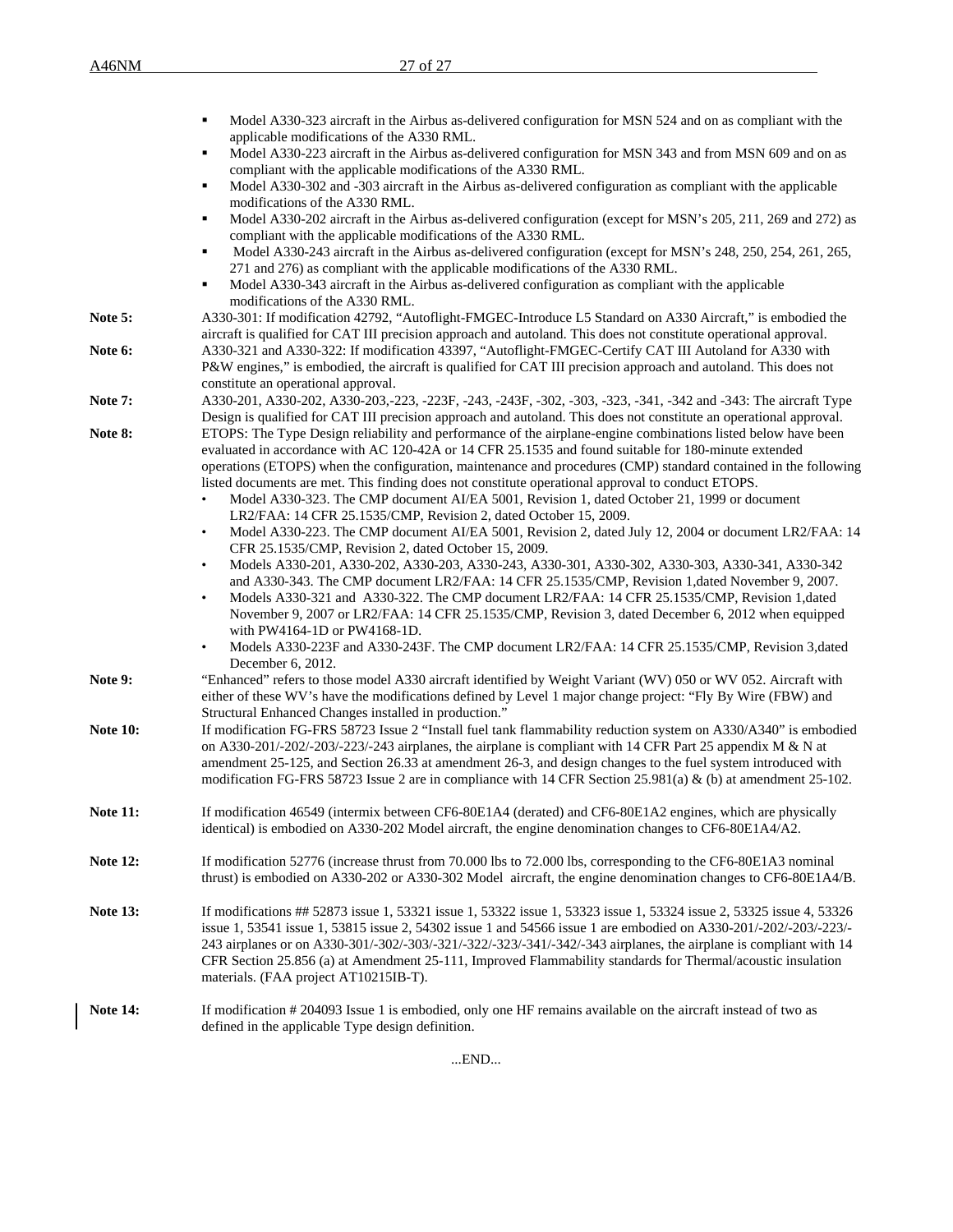- Model A330-323 aircraft in the Airbus as-delivered configuration for MSN 524 and on as compliant with the applicable modifications of the A330 RML.
- Model A330-223 aircraft in the Airbus as-delivered configuration for MSN 343 and from MSN 609 and on as compliant with the applicable modifications of the A330 RML.
- Model A330-302 and -303 aircraft in the Airbus as-delivered configuration as compliant with the applicable modifications of the A330 RML.
- Model A330-202 aircraft in the Airbus as-delivered configuration (except for MSN's 205, 211, 269 and 272) as compliant with the applicable modifications of the A330 RML.
- Model A330-243 aircraft in the Airbus as-delivered configuration (except for MSN's 248, 250, 254, 261, 265, 271 and 276) as compliant with the applicable modifications of the A330 RML.
- Model A330-343 aircraft in the Airbus as-delivered configuration as compliant with the applicable modifications of the A330 RML.

**Note 5:** A330-301: If modification 42792, "Autoflight-FMGEC-Introduce L5 Standard on A330 Aircraft," is embodied the aircraft is qualified for CAT III precision approach and autoland. This does not constitute operational approval.

**Note 6:** A330-321 and A330-322: If modification 43397, "Autoflight-FMGEC-Certify CAT III Autoland for A330 with P&W engines," is embodied, the aircraft is qualified for CAT III precision approach and autoland. This does not constitute an operational approval.

**Note 7:** A330-201, A330-202, A330-203,-223, -223F, -243, -243F, -302, -303, -323, -341, -342 and -343: The aircraft Type Design is qualified for CAT III precision approach and autoland. This does not constitute an operational approval.

**Note 8:** ETOPS: The Type Design reliability and performance of the airplane-engine combinations listed below have been evaluated in accordance with AC 120-42A or 14 CFR 25.1535 and found suitable for 180-minute extended operations (ETOPS) when the configuration, maintenance and procedures (CMP) standard contained in the following listed documents are met. This finding does not constitute operational approval to conduct ETOPS.

- Model A330-323. The CMP document AI/EA 5001, Revision 1, dated October 21, 1999 or document LR2/FAA: 14 CFR 25.1535/CMP, Revision 2, dated October 15, 2009.
- Model A330-223. The CMP document AI/EA 5001, Revision 2, dated July 12, 2004 or document LR2/FAA: 14 CFR 25.1535/CMP, Revision 2, dated October 15, 2009.
- Models A330-201, A330-202, A330-203, A330-243, A330-301, A330-302, A330-303, A330-341, A330-342 and A330-343. The CMP document LR2/FAA: 14 CFR 25.1535/CMP, Revision 1,dated November 9, 2007.
- Models A330-321 and A330-322. The CMP document LR2/FAA: 14 CFR 25.1535/CMP, Revision 1,dated November 9, 2007 or LR2/FAA: 14 CFR 25.1535/CMP, Revision 3, dated December 6, 2012 when equipped with PW4164-1D or PW4168-1D.
- Models A330-223F and A330-243F. The CMP document LR2/FAA: 14 CFR 25.1535/CMP, Revision 3,dated December 6, 2012.

**Note 9:** "Enhanced" refers to those model A330 aircraft identified by Weight Variant (WV) 050 or WV 052. Aircraft with either of these WV's have the modifications defined by Level 1 major change project: "Fly By Wire (FBW) and Structural Enhanced Changes installed in production."

**Note 10:** If modification FG-FRS 58723 Issue 2 "Install fuel tank flammability reduction system on A330/A340" is embodied on A330-201/-202/-203/-223/-243 airplanes, the airplane is compliant with 14 CFR Part 25 appendix M & N at amendment 25-125, and Section 26.33 at amendment 26-3, and design changes to the fuel system introduced with modification FG-FRS 58723 Issue 2 are in compliance with 14 CFR Section 25.981(a) & (b) at amendment 25-102.

**Note 11:** If modification 46549 (intermix between CF6-80E1A4 (derated) and CF6-80E1A2 engines, which are physically identical) is embodied on A330-202 Model aircraft, the engine denomination changes to CF6-80E1A4/A2.

**Note 12:** If modification 52776 (increase thrust from 70.000 lbs to 72.000 lbs, corresponding to the CF6-80E1A3 nominal thrust) is embodied on A330-202 or A330-302 Model aircraft, the engine denomination changes to CF6-80E1A4/B.

**Note 13:** If modifications ## 52873 issue 1, 53321 issue 1, 53322 issue 1, 53323 issue 1, 53324 issue 2, 53325 issue 4, 53326 issue 1, 53541 issue 1, 53815 issue 2, 54302 issue 1 and 54566 issue 1 are embodied on A330-201/-202/-203/-223/-243 airplanes or on A330-301/-302/-303/-321/-322/-323/-341/-342/-343 airplanes, the airplane is compliant with 14 CFR Section 25.856 (a) at Amendment 25-111, Improved Flammability standards for Thermal/acoustic insulation materials. (FAA project AT10215IB-T).

**Note 14:** If modification # 204093 Issue 1 is embodied, only one HF remains available on the aircraft instead of two as defined in the applicable Type design definition.

...END...